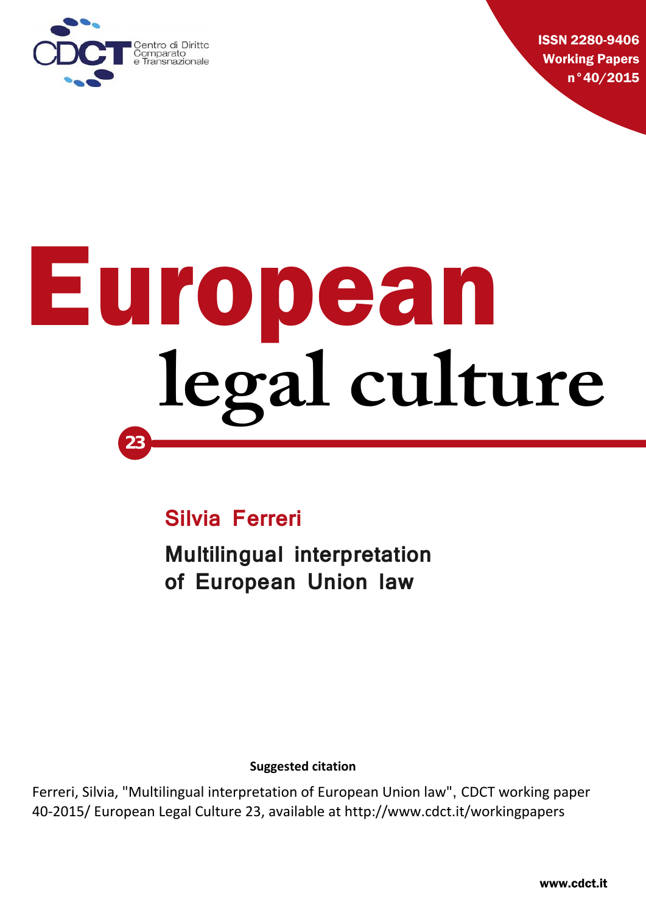CDCT Centro di Diritto Comparato e Transnazionale

ISSN 2280-9406
Working Papers
n°40/2015

# European legal culture

23

## Silvia Ferreri

## Multilingual interpretation of European Union law

**Suggested citation**

Ferreri, Silvia, "Multilingual interpretation of European Union law", CDCT working paper 40-2015/ European Legal Culture 23, available at http://www.cdct.it/workingpapers

www.cdct.it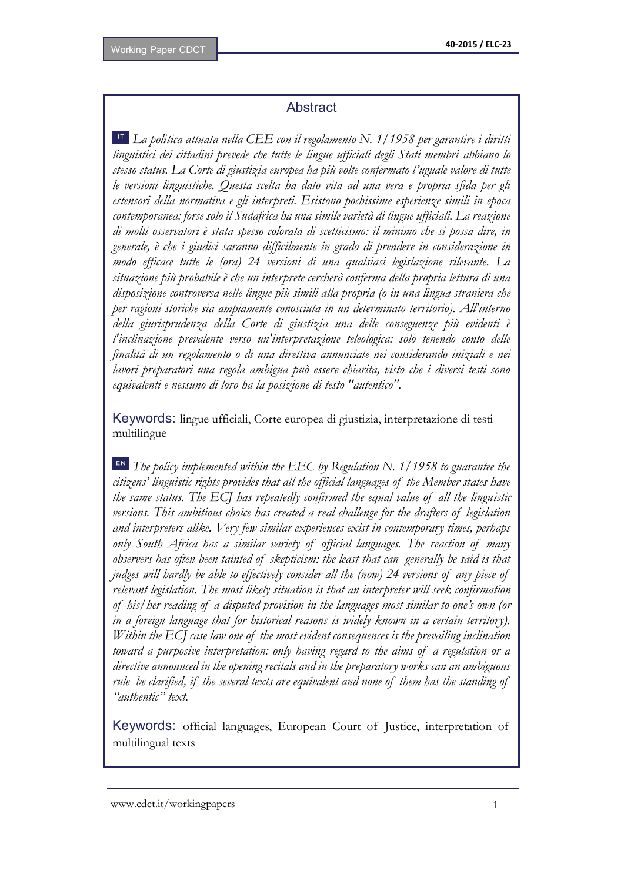## Abstract

IT *La politica attuata nella CEE con il regolamento N. 1/1958 per garantire i diritti linguistici dei cittadini prevede che tutte le lingue ufficiali degli Stati membri abbiano lo stesso status. La Corte di giustizia europea ha più volte confermato l'uguale valore di tutte le versioni linguistiche. Questa scelta ha dato vita ad una vera e propria sfida per gli estensori della normativa e gli interpreti. Esistono pochissime esperienze simili in epoca contemporanea; forse solo il Sudafrica ha una simile varietà di lingue ufficiali. La reazione di molti osservatori è stata spesso colorata di scetticismo: il minimo che si possa dire, in generale, è che i giudici saranno difficilmente in grado di prendere in considerazione in modo efficace tutte le (ora) 24 versioni di una qualsiasi legislazione rilevante. La situazione più probabile è che un interprete cercherà conferma della propria lettura di una disposizione controversa nelle lingue più simili alla propria (o in una lingua straniera che per ragioni storiche sia ampiamente conosciuta in un determinato territorio). All'interno della giurisprudenza della Corte di giustizia una delle conseguenze più evidenti è l'inclinazione prevalente verso un'interpretazione teleologica: solo tenendo conto delle finalità di un regolamento o di una direttiva annunciate nei considerando iniziali e nei lavori preparatori una regola ambigua può essere chiarita, visto che i diversi testi sono equivalenti e nessuno di loro ha la posizione di testo "autentico".*

Keywords: lingue ufficiali, Corte europea di giustizia, interpretazione di testi multilingue

EN *The policy implemented within the EEC by Regulation N. 1/1958 to guarantee the citizens' linguistic rights provides that all the official languages of the Member states have the same status. The ECJ has repeatedly confirmed the equal value of all the linguistic versions. This ambitious choice has created a real challenge for the drafters of legislation and interpreters alike. Very few similar experiences exist in contemporary times, perhaps only South Africa has a similar variety of official languages. The reaction of many observers has often been tainted of skepticism: the least that can generally be said is that judges will hardly be able to effectively consider all the (now) 24 versions of any piece of relevant legislation. The most likely situation is that an interpreter will seek confirmation of his/her reading of a disputed provision in the languages most similar to one's own (or in a foreign language that for historical reasons is widely known in a certain territory). Within the ECJ case law one of the most evident consequences is the prevailing inclination toward a purposive interpretation: only having regard to the aims of a regulation or a directive announced in the opening recitals and in the preparatory works can an ambiguous rule be clarified, if the several texts are equivalent and none of them has the standing of "authentic" text.*

Keywords: official languages, European Court of Justice, interpretation of multilingual texts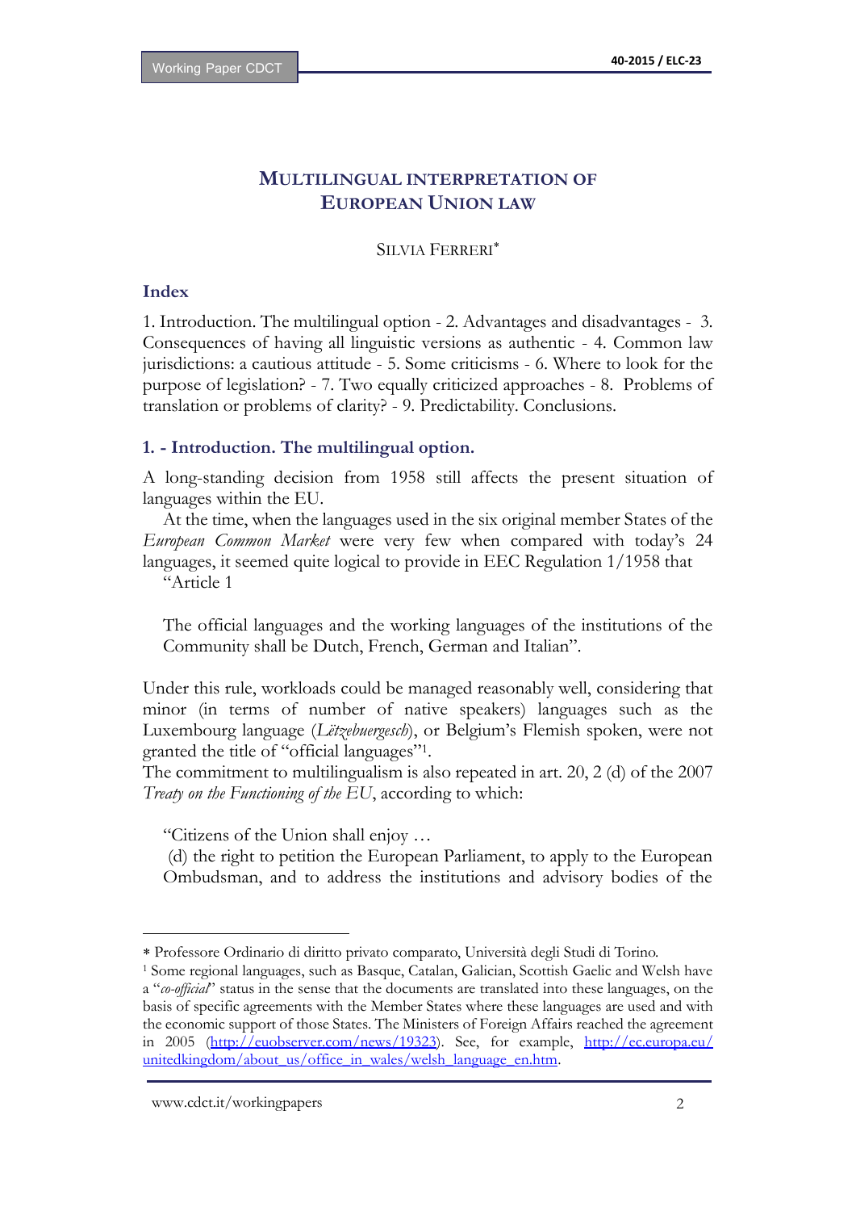# MULTILINGUAL INTERPRETATION OF EUROPEAN UNION LAW

SILVIA FERRERI*

### Index

1. Introduction. The multilingual option - 2. Advantages and disadvantages - 3. Consequences of having all linguistic versions as authentic - 4. Common law jurisdictions: a cautious attitude - 5. Some criticisms - 6. Where to look for the purpose of legislation? - 7. Two equally criticized approaches - 8. Problems of translation or problems of clarity? - 9. Predictability. Conclusions.

### 1. - Introduction. The multilingual option.

A long-standing decision from 1958 still affects the present situation of languages within the EU.

At the time, when the languages used in the six original member States of the *European Common Market* were very few when compared with today's 24 languages, it seemed quite logical to provide in EEC Regulation 1/1958 that

"Article 1

The official languages and the working languages of the institutions of the Community shall be Dutch, French, German and Italian".

Under this rule, workloads could be managed reasonably well, considering that minor (in terms of number of native speakers) languages such as the Luxembourg language (*Lëtzebuergesch*), or Belgium's Flemish spoken, were not granted the title of "official languages"[1].

The commitment to multilingualism is also repeated in art. 20, 2 (d) of the 2007 *Treaty on the Functioning of the EU*, according to which:

"Citizens of the Union shall enjoy …

(d) the right to petition the European Parliament, to apply to the European Ombudsman, and to address the institutions and advisory bodies of the

---

* Professore Ordinario di diritto privato comparato, Università degli Studi di Torino.

[1] Some regional languages, such as Basque, Catalan, Galician, Scottish Gaelic and Welsh have a "*co-official*" status in the sense that the documents are translated into these languages, on the basis of specific agreements with the Member States where these languages are used and with the economic support of those States. The Ministers of Foreign Affairs reached the agreement in 2005 (http://euobserver.com/news/19323). See, for example, http://ec.europa.eu/unitedkingdom/about_us/office_in_wales/welsh_language_en.htm.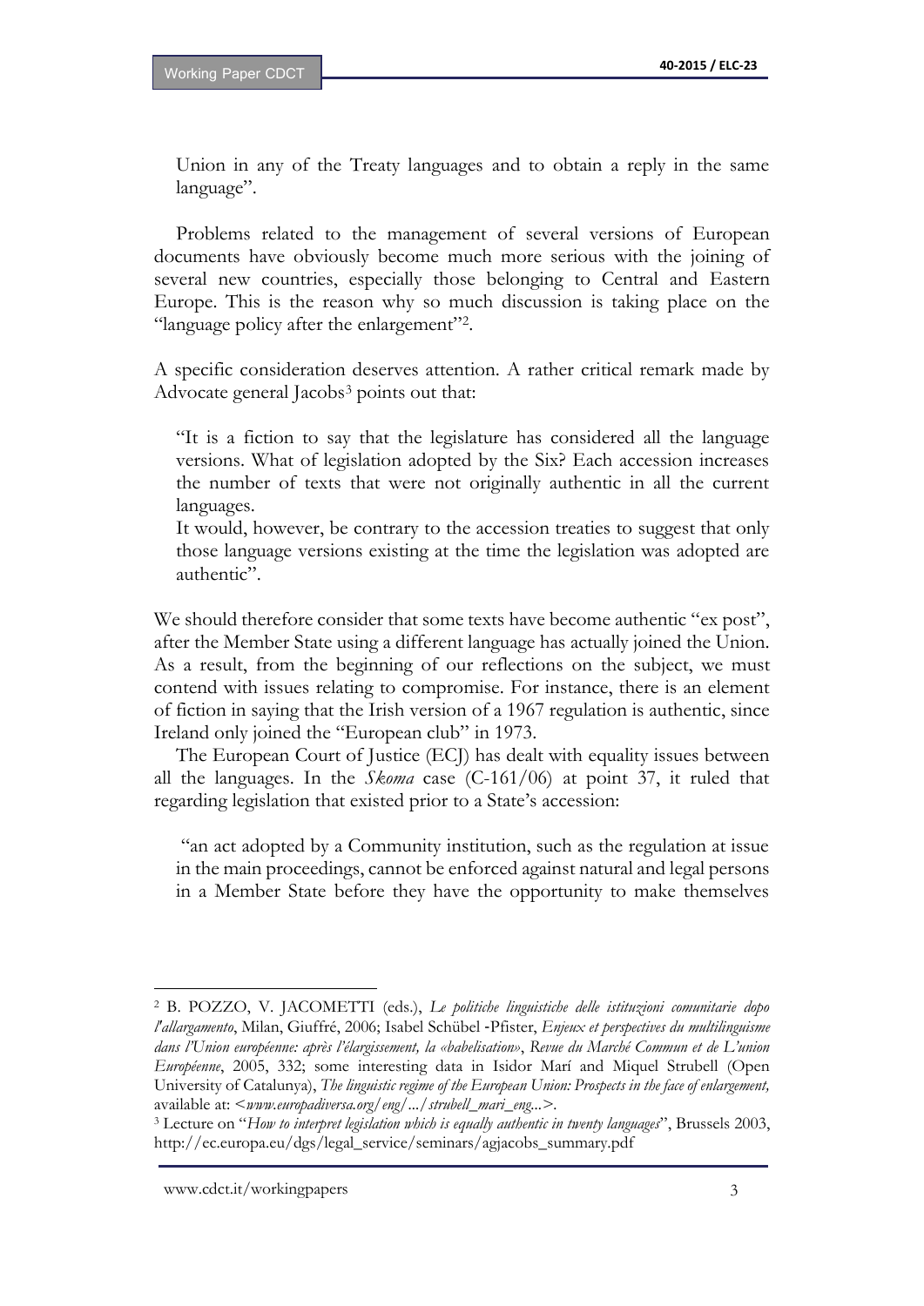Union in any of the Treaty languages and to obtain a reply in the same language".

Problems related to the management of several versions of European documents have obviously become much more serious with the joining of several new countries, especially those belonging to Central and Eastern Europe. This is the reason why so much discussion is taking place on the "language policy after the enlargement"[2].

A specific consideration deserves attention. A rather critical remark made by Advocate general Jacobs[3] points out that:

> "It is a fiction to say that the legislature has considered all the language versions. What of legislation adopted by the Six? Each accession increases the number of texts that were not originally authentic in all the current languages.
> It would, however, be contrary to the accession treaties to suggest that only those language versions existing at the time the legislation was adopted are authentic".

We should therefore consider that some texts have become authentic "ex post", after the Member State using a different language has actually joined the Union. As a result, from the beginning of our reflections on the subject, we must contend with issues relating to compromise. For instance, there is an element of fiction in saying that the Irish version of a 1967 regulation is authentic, since Ireland only joined the "European club" in 1973.

The European Court of Justice (ECJ) has dealt with equality issues between all the languages. In the *Skoma* case (C-161/06) at point 37, it ruled that regarding legislation that existed prior to a State's accession:

> "an act adopted by a Community institution, such as the regulation at issue in the main proceedings, cannot be enforced against natural and legal persons in a Member State before they have the opportunity to make themselves

---

[2] B. POZZO, V. JACOMETTI (eds.), *Le politiche linguistiche delle istituzioni comunitarie dopo l'allargamento*, Milan, Giuffré, 2006; Isabel Schübel -Pfister, *Enjeux et perspectives du multilinguisme dans l'Union européenne: après l'élargissement, la «babelisation»*, *Revue du Marché Commun et de L'union Européenne*, 2005, 332; some interesting data in Isidor Marí and Miquel Strubell (Open University of Catalunya), *The linguistic regime of the European Union: Prospects in the face of enlargement,* available at: <*www.europadiversa.org/eng/.../strubell_mari_eng...*>.

[3] Lecture on "*How to interpret legislation which is equally authentic in twenty languages*", Brussels 2003, http://ec.europa.eu/dgs/legal_service/seminars/agjacobs_summary.pdf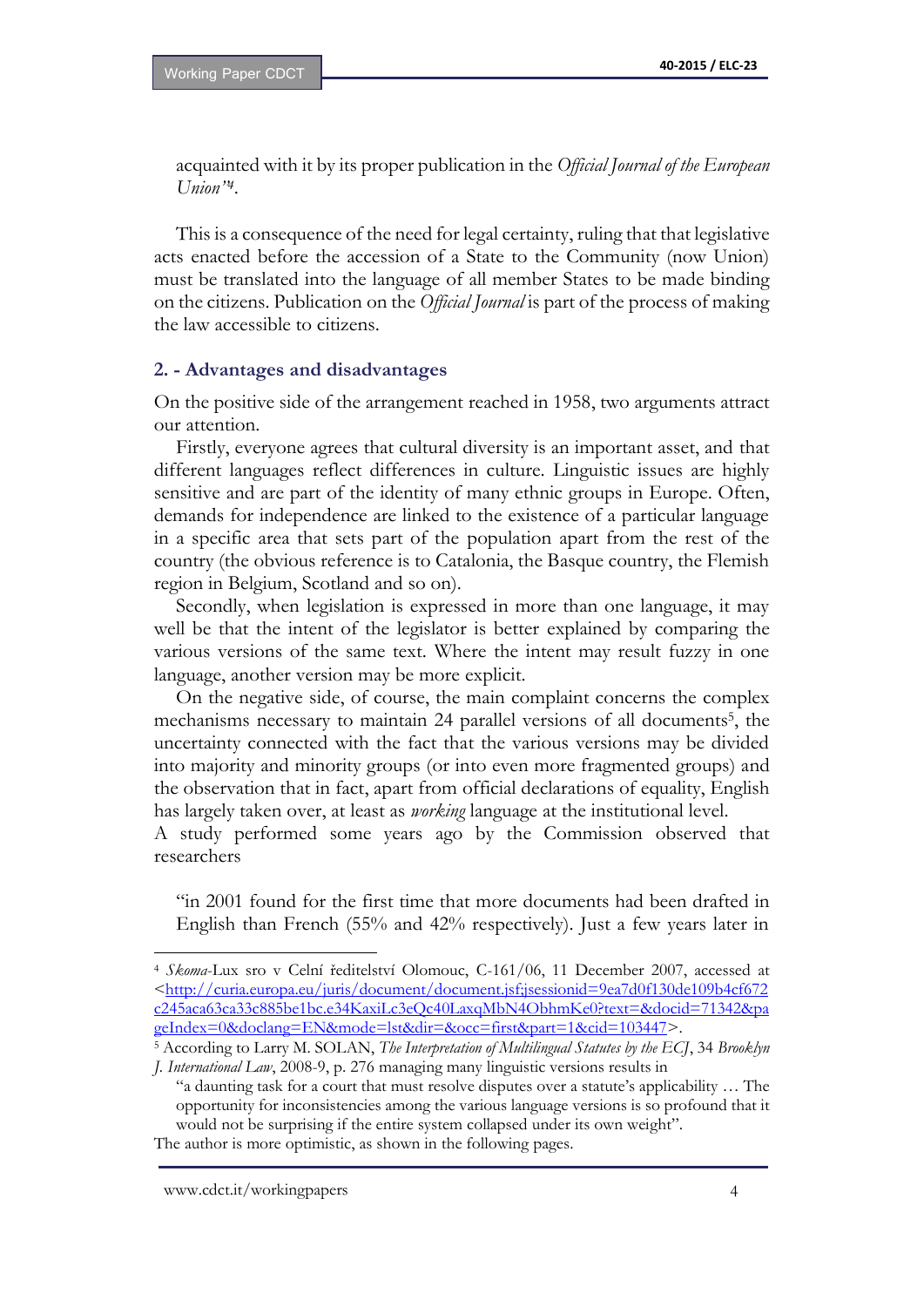acquainted with it by its proper publication in the *Official Journal of the European Union*"[4].

This is a consequence of the need for legal certainty, ruling that that legislative acts enacted before the accession of a State to the Community (now Union) must be translated into the language of all member States to be made binding on the citizens. Publication on the *Official Journal* is part of the process of making the law accessible to citizens.

## 2. - Advantages and disadvantages

On the positive side of the arrangement reached in 1958, two arguments attract our attention.

Firstly, everyone agrees that cultural diversity is an important asset, and that different languages reflect differences in culture. Linguistic issues are highly sensitive and are part of the identity of many ethnic groups in Europe. Often, demands for independence are linked to the existence of a particular language in a specific area that sets part of the population apart from the rest of the country (the obvious reference is to Catalonia, the Basque country, the Flemish region in Belgium, Scotland and so on).

Secondly, when legislation is expressed in more than one language, it may well be that the intent of the legislator is better explained by comparing the various versions of the same text. Where the intent may result fuzzy in one language, another version may be more explicit.

On the negative side, of course, the main complaint concerns the complex mechanisms necessary to maintain 24 parallel versions of all documents[5], the uncertainty connected with the fact that the various versions may be divided into majority and minority groups (or into even more fragmented groups) and the observation that in fact, apart from official declarations of equality, English has largely taken over, at least as *working* language at the institutional level.
A study performed some years ago by the Commission observed that researchers

> "in 2001 found for the first time that more documents had been drafted in English than French (55% and 42% respectively). Just a few years later in

---

[4] *Skoma*-Lux sro v Celní ředitelství Olomouc, C-161/06, 11 December 2007, accessed at <http://curia.europa.eu/juris/document/document.jsf;jsessionid=9ea7d0f130de109b4cf672c245aca63ca33c885be1bc.e34KaxiLc3eQc40LaxqMbN4ObhmKe0?text=&docid=71342&pageIndex=0&doclang=EN&mode=lst&dir=&occ=first&part=1&cid=103447>.

[5] According to Larry M. SOLAN, *The Interpretation of Multilingual Statutes by the ECJ*, 34 *Brooklyn J. International Law*, 2008-9, p. 276 managing many linguistic versions results in

> "a daunting task for a court that must resolve disputes over a statute's applicability … The opportunity for inconsistencies among the various language versions is so profound that it would not be surprising if the entire system collapsed under its own weight".

The author is more optimistic, as shown in the following pages.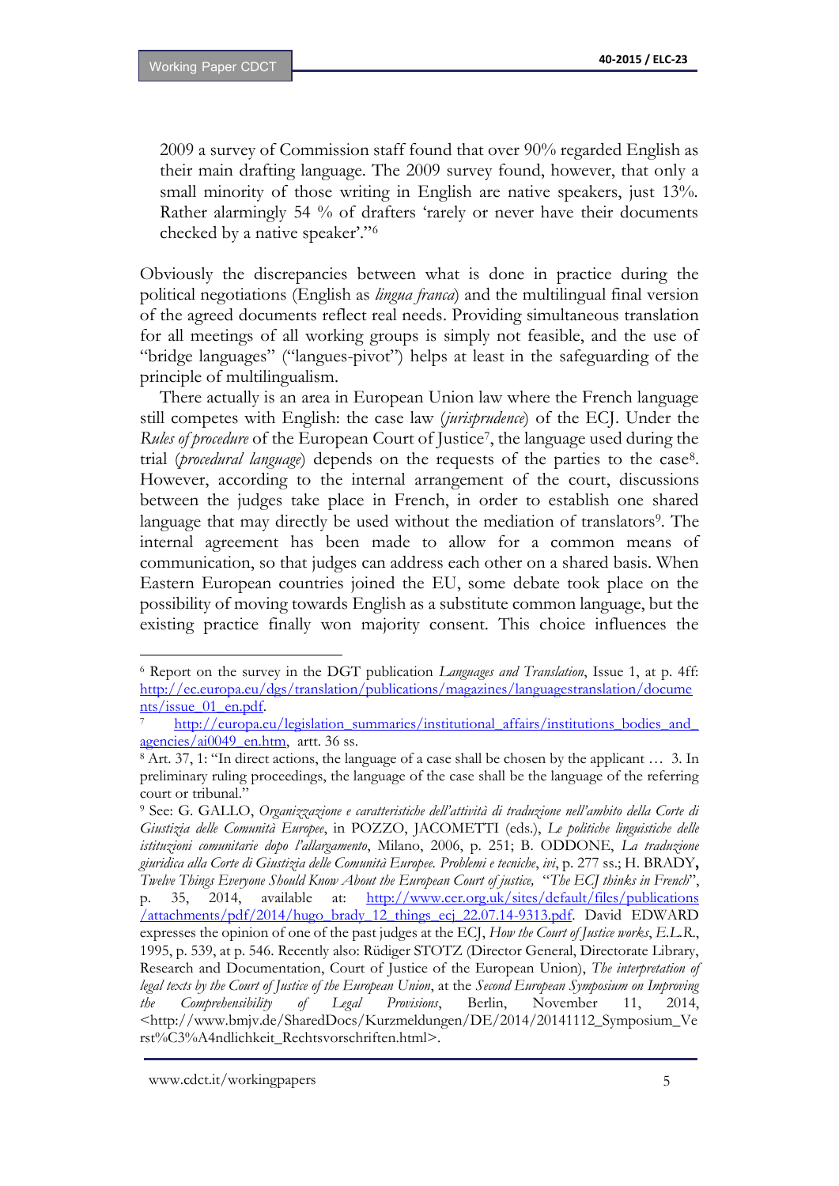2009 a survey of Commission staff found that over 90% regarded English as their main drafting language. The 2009 survey found, however, that only a small minority of those writing in English are native speakers, just 13%. Rather alarmingly 54 % of drafters 'rarely or never have their documents checked by a native speaker'."[6]

Obviously the discrepancies between what is done in practice during the political negotiations (English as *lingua franca*) and the multilingual final version of the agreed documents reflect real needs. Providing simultaneous translation for all meetings of all working groups is simply not feasible, and the use of "bridge languages" ("langues-pivot") helps at least in the safeguarding of the principle of multilingualism.

There actually is an area in European Union law where the French language still competes with English: the case law (*jurisprudence*) of the ECJ. Under the *Rules of procedure* of the European Court of Justice[7], the language used during the trial (*procedural language*) depends on the requests of the parties to the case[8]. However, according to the internal arrangement of the court, discussions between the judges take place in French, in order to establish one shared language that may directly be used without the mediation of translators[9]. The internal agreement has been made to allow for a common means of communication, so that judges can address each other on a shared basis. When Eastern European countries joined the EU, some debate took place on the possibility of moving towards English as a substitute common language, but the existing practice finally won majority consent. This choice influences the

---

[6] Report on the survey in the DGT publication *Languages and Translation*, Issue 1, at p. 4ff: http://ec.europa.eu/dgs/translation/publications/magazines/languagestranslation/documents/issue_01_en.pdf.

[7] http://europa.eu/legislation_summaries/institutional_affairs/institutions_bodies_and_agencies/ai0049_en.htm, artt. 36 ss.

[8] Art. 37, 1: "In direct actions, the language of a case shall be chosen by the applicant … 3. In preliminary ruling proceedings, the language of the case shall be the language of the referring court or tribunal."

[9] See: G. GALLO, *Organizzazione e caratteristiche dell'attività di traduzione nell'ambito della Corte di Giustizia delle Comunità Europee*, in POZZO, JACOMETTI (eds.), *Le politiche linguistiche delle istituzioni comunitarie dopo l'allargamento*, Milano, 2006, p. 251; B. ODDONE, *La traduzione giuridica alla Corte di Giustizia delle Comunità Europee. Problemi e tecniche*, *ivi*, p. 277 ss.; H. BRADY, *Twelve Things Everyone Should Know About the European Court of justice*, "*The ECJ thinks in French*", p. 35, 2014, available at: http://www.cer.org.uk/sites/default/files/publications/attachments/pdf/2014/hugo_brady_12_things_ecj_22.07.14-9313.pdf. David EDWARD expresses the opinion of one of the past judges at the ECJ, *How the Court of Justice works*, *E.L.R.*, 1995, p. 539, at p. 546. Recently also: Rüdiger STOTZ (Director General, Directorate Library, Research and Documentation, Court of Justice of the European Union), *The interpretation of legal texts by the Court of Justice of the European Union*, at the *Second European Symposium on Improving the Comprehensibility of Legal Provisions*, Berlin, November 11, 2014, <http://www.bmjv.de/SharedDocs/Kurzmeldungen/DE/2014/20141112_Symposium_Verst%C3%A4ndlichkeit_Rechtsvorschriften.html>.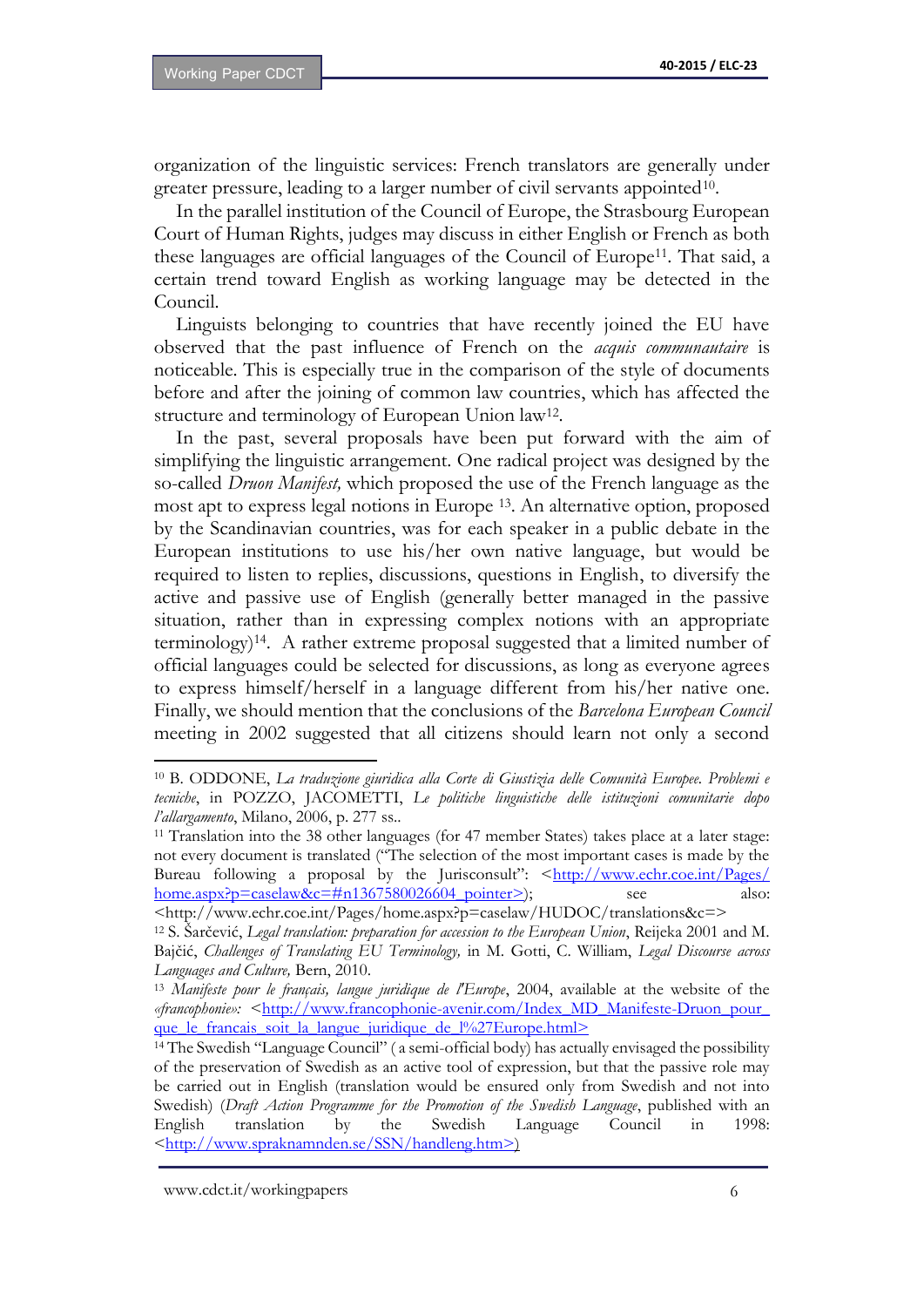organization of the linguistic services: French translators are generally under greater pressure, leading to a larger number of civil servants appointed[10].

In the parallel institution of the Council of Europe, the Strasbourg European Court of Human Rights, judges may discuss in either English or French as both these languages are official languages of the Council of Europe[11]. That said, a certain trend toward English as working language may be detected in the Council.

Linguists belonging to countries that have recently joined the EU have observed that the past influence of French on the *acquis communautaire* is noticeable. This is especially true in the comparison of the style of documents before and after the joining of common law countries, which has affected the structure and terminology of European Union law[12].

In the past, several proposals have been put forward with the aim of simplifying the linguistic arrangement. One radical project was designed by the so-called *Druon Manifest,* which proposed the use of the French language as the most apt to express legal notions in Europe [13]. An alternative option, proposed by the Scandinavian countries, was for each speaker in a public debate in the European institutions to use his/her own native language, but would be required to listen to replies, discussions, questions in English, to diversify the active and passive use of English (generally better managed in the passive situation, rather than in expressing complex notions with an appropriate terminology)[14]. A rather extreme proposal suggested that a limited number of official languages could be selected for discussions, as long as everyone agrees to express himself/herself in a language different from his/her native one. Finally, we should mention that the conclusions of the *Barcelona European Council* meeting in 2002 suggested that all citizens should learn not only a second

---

[10] B. ODDONE, *La traduzione giuridica alla Corte di Giustizia delle Comunità Europee. Problemi e tecniche*, in POZZO, JACOMETTI, *Le politiche linguistiche delle istituzioni comunitarie dopo l'allargamento*, Milano, 2006, p. 277 ss..

[11] Translation into the 38 other languages (for 47 member States) takes place at a later stage: not every document is translated ("The selection of the most important cases is made by the Bureau following a proposal by the Jurisconsult": <http://www.echr.coe.int/Pages/home.aspx?p=caselaw&c=#n1367580026604_pointer>); see also: <http://www.echr.coe.int/Pages/home.aspx?p=caselaw/HUDOC/translations&c=>

[12] S. Šarčević, *Legal translation: preparation for accession to the European Union*, Reijeka 2001 and M. Bajčić, *Challenges of Translating EU Terminology,* in M. Gotti, C. William, *Legal Discourse across Languages and Culture,* Bern, 2010.

[13] *Manifeste pour le français, langue juridique de l'Europe*, 2004, available at the website of the «*francophonie*»: <http://www.francophonie-avenir.com/Index_MD_Manifeste-Druon_pour_que_le_francais_soit_la_langue_juridique_de_l%27Europe.html>

[14] The Swedish "Language Council" ( a semi-official body) has actually envisaged the possibility of the preservation of Swedish as an active tool of expression, but that the passive role may be carried out in English (translation would be ensured only from Swedish and not into Swedish) (*Draft Action Programme for the Promotion of the Swedish Language*, published with an English translation by the Swedish Language Council in 1998: <http://www.spraknamnden.se/SSN/handleng.htm>)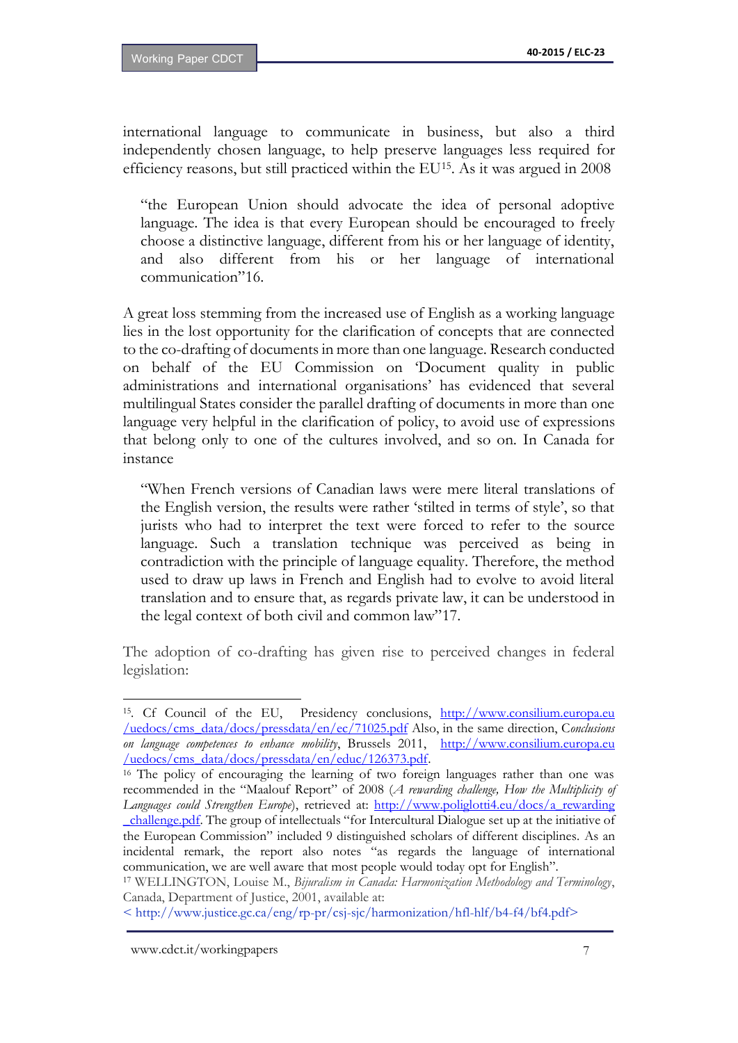international language to communicate in business, but also a third independently chosen language, to help preserve languages less required for efficiency reasons, but still practiced within the EU[15]. As it was argued in 2008

> "the European Union should advocate the idea of personal adoptive language. The idea is that every European should be encouraged to freely choose a distinctive language, different from his or her language of identity, and also different from his or her language of international communication"16.

A great loss stemming from the increased use of English as a working language lies in the lost opportunity for the clarification of concepts that are connected to the co-drafting of documents in more than one language. Research conducted on behalf of the EU Commission on 'Document quality in public administrations and international organisations' has evidenced that several multilingual States consider the parallel drafting of documents in more than one language very helpful in the clarification of policy, to avoid use of expressions that belong only to one of the cultures involved, and so on. In Canada for instance

> "When French versions of Canadian laws were mere literal translations of the English version, the results were rather 'stilted in terms of style', so that jurists who had to interpret the text were forced to refer to the source language. Such a translation technique was perceived as being in contradiction with the principle of language equality. Therefore, the method used to draw up laws in French and English had to evolve to avoid literal translation and to ensure that, as regards private law, it can be understood in the legal context of both civil and common law"17.

The adoption of co-drafting has given rise to perceived changes in federal legislation:

---

[15]. Cf Council of the EU, Presidency conclusions, http://www.consilium.europa.eu/uedocs/cms_data/docs/pressdata/en/ec/71025.pdf Also, in the same direction, *Conclusions on language competences to enhance mobility*, Brussels 2011, http://www.consilium.europa.eu/uedocs/cms_data/docs/pressdata/en/educ/126373.pdf.

[16] The policy of encouraging the learning of two foreign languages rather than one was recommended in the "Maalouf Report" of 2008 (*A rewarding challenge, How the Multiplicity of Languages could Strengthen Europe*), retrieved at: http://www.poliglotti4.eu/docs/a_rewarding_challenge.pdf. The group of intellectuals "for Intercultural Dialogue set up at the initiative of the European Commission" included 9 distinguished scholars of different disciplines. As an incidental remark, the report also notes "as regards the language of international communication, we are well aware that most people would today opt for English".

[17] WELLINGTON, Louise M., *Bijuralism in Canada: Harmonization Methodology and Terminology*, Canada, Department of Justice, 2001, available at: < http://www.justice.gc.ca/eng/rp-pr/csj-sjc/harmonization/hfl-hlf/b4-f4/bf4.pdf>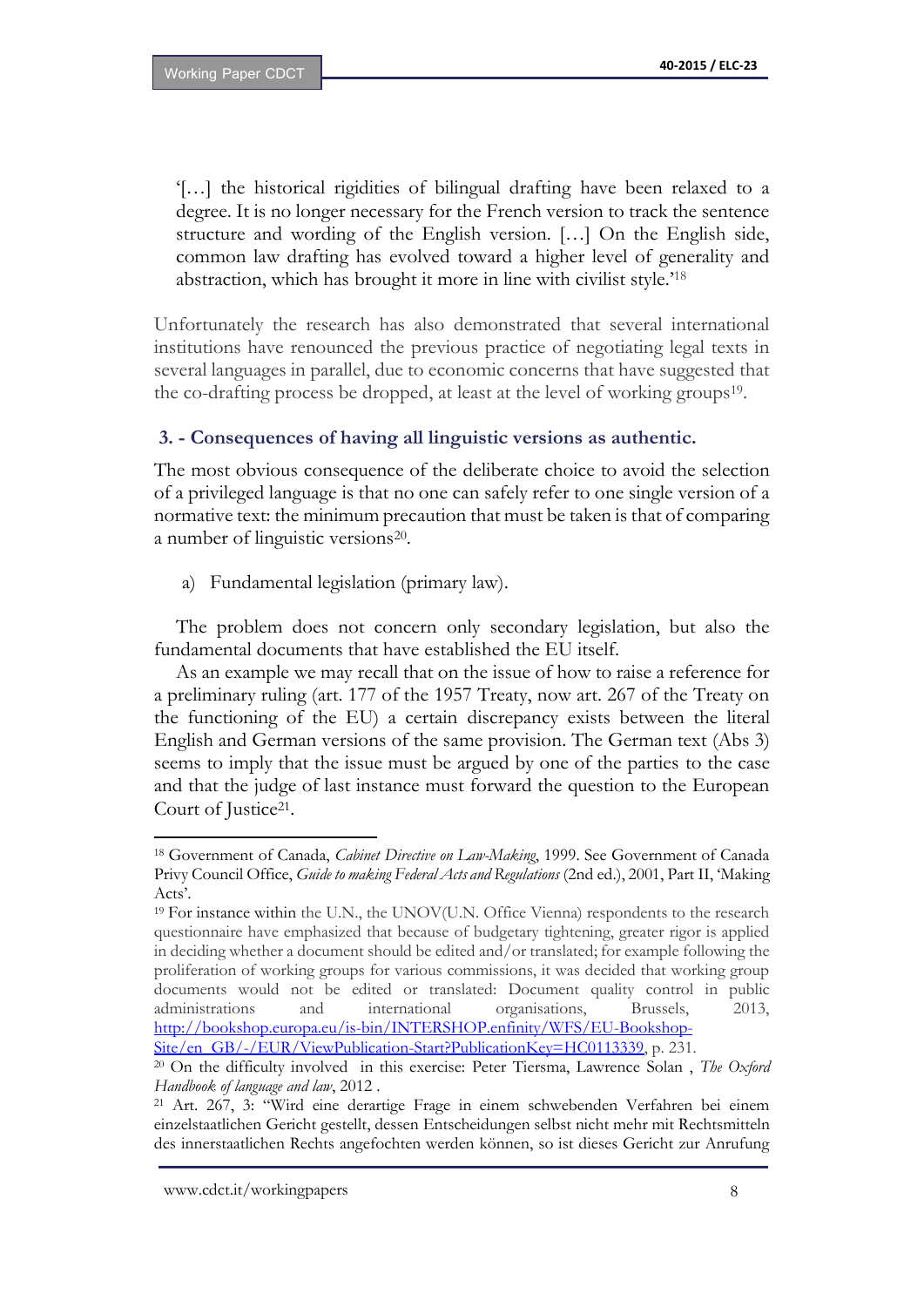> '[…] the historical rigidities of bilingual drafting have been relaxed to a degree. It is no longer necessary for the French version to track the sentence structure and wording of the English version. […] On the English side, common law drafting has evolved toward a higher level of generality and abstraction, which has brought it more in line with civilist style.'[18]

Unfortunately the research has also demonstrated that several international institutions have renounced the previous practice of negotiating legal texts in several languages in parallel, due to economic concerns that have suggested that the co-drafting process be dropped, at least at the level of working groups[19].

### 3. - Consequences of having all linguistic versions as authentic.

The most obvious consequence of the deliberate choice to avoid the selection of a privileged language is that no one can safely refer to one single version of a normative text: the minimum precaution that must be taken is that of comparing a number of linguistic versions[20].

a) Fundamental legislation (primary law).

The problem does not concern only secondary legislation, but also the fundamental documents that have established the EU itself.

As an example we may recall that on the issue of how to raise a reference for a preliminary ruling (art. 177 of the 1957 Treaty, now art. 267 of the Treaty on the functioning of the EU) a certain discrepancy exists between the literal English and German versions of the same provision. The German text (Abs 3) seems to imply that the issue must be argued by one of the parties to the case and that the judge of last instance must forward the question to the European Court of Justice[21].

---

[18] Government of Canada, *Cabinet Directive on Law-Making*, 1999. See Government of Canada Privy Council Office, *Guide to making Federal Acts and Regulations* (2nd ed.), 2001, Part II, 'Making Acts'.

[19] For instance within the U.N., the UNOV(U.N. Office Vienna) respondents to the research questionnaire have emphasized that because of budgetary tightening, greater rigor is applied in deciding whether a document should be edited and/or translated; for example following the proliferation of working groups for various commissions, it was decided that working group documents would not be edited or translated: Document quality control in public administrations and international organisations, Brussels, 2013, http://bookshop.europa.eu/is-bin/INTERSHOP.enfinity/WFS/EU-Bookshop-Site/en_GB/-/EUR/ViewPublication-Start?PublicationKey=HC0113339, p. 231.

[20] On the difficulty involved in this exercise: Peter Tiersma, Lawrence Solan , *The Oxford Handbook of language and law*, 2012 .

[21] Art. 267, 3: "Wird eine derartige Frage in einem schwebenden Verfahren bei einem einzelstaatlichen Gericht gestellt, dessen Entscheidungen selbst nicht mehr mit Rechtsmitteln des innerstaatlichen Rechts angefochten werden können, so ist dieses Gericht zur Anrufung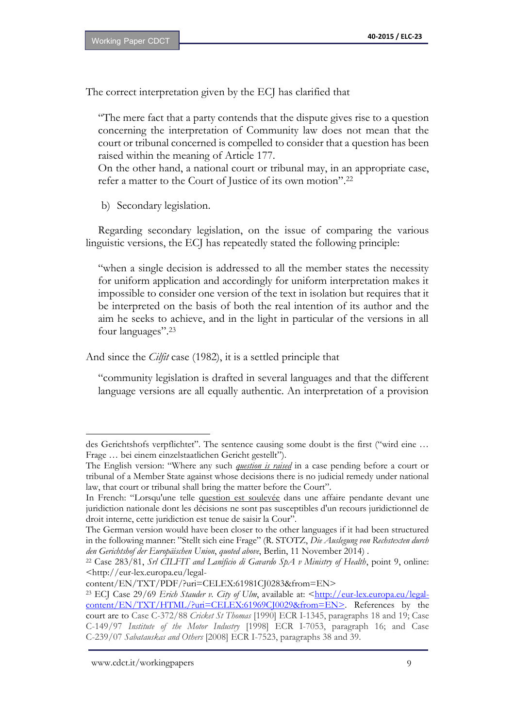The correct interpretation given by the ECJ has clarified that

> "The mere fact that a party contends that the dispute gives rise to a question concerning the interpretation of Community law does not mean that the court or tribunal concerned is compelled to consider that a question has been raised within the meaning of Article 177.
> On the other hand, a national court or tribunal may, in an appropriate case, refer a matter to the Court of Justice of its own motion".[22]

b) Secondary legislation.

Regarding secondary legislation, on the issue of comparing the various linguistic versions, the ECJ has repeatedly stated the following principle:

> "when a single decision is addressed to all the member states the necessity for uniform application and accordingly for uniform interpretation makes it impossible to consider one version of the text in isolation but requires that it be interpreted on the basis of both the real intention of its author and the aim he seeks to achieve, and in the light in particular of the versions in all four languages".[23]

And since the *Cilfit* case (1982), it is a settled principle that

> "community legislation is drafted in several languages and that the different language versions are all equally authentic. An interpretation of a provision

---

des Gerichtshofs verpflichtet". The sentence causing some doubt is the first ("wird eine … Frage … bei einem einzelstaatlichen Gericht gestellt").

The English version: "Where any such ***question is raised*** in a case pending before a court or tribunal of a Member State against whose decisions there is no judicial remedy under national law, that court or tribunal shall bring the matter before the Court".

In French: "Lorsqu'une telle question est soulevée dans une affaire pendante devant une juridiction nationale dont les décisions ne sont pas susceptibles d'un recours juridictionnel de droit interne, cette juridiction est tenue de saisir la Cour".

The German version would have been closer to the other languages if it had been structured in the following manner: "Stellt sich eine Frage" (R. STOTZ, *Die Auslegung von Rechstexten durch den Gerichtshof der Europäischen Union*, *quoted above*, Berlin, 11 November 2014) .

[22] Case 283/81, *Srl CILFIT and Lanificio di Gavardo SpA v Ministry of Health*, point 9, online: <http://eur-lex.europa.eu/legal-content/EN/TXT/PDF/?uri=CELEX:61981CJ0283&from=EN>

[23] ECJ Case 29/69 *Erich Stauder v. City of Ulm*, available at: <http://eur-lex.europa.eu/legal-content/EN/TXT/HTML/?uri=CELEX:61969CJ0029&from=EN>. References by the court are to Case C-372/88 *Cricket St Thomas* [1990] ECR I-1345, paragraphs 18 and 19; Case C-149/97 *Institute of the Motor Industry* [1998] ECR I-7053, paragraph 16; and Case C-239/07 *Sabatauskas and Others* [2008] ECR I-7523, paragraphs 38 and 39.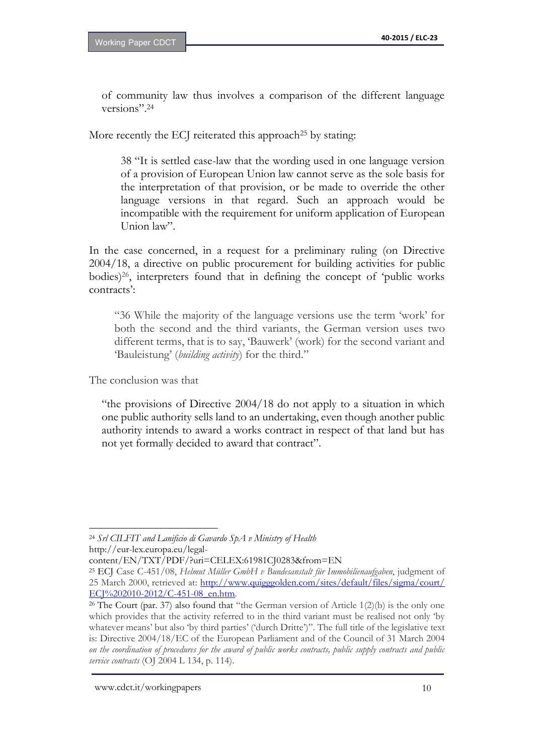of community law thus involves a comparison of the different language versions".[24]

More recently the ECJ reiterated this approach[25] by stating:

> 38 "It is settled case-law that the wording used in one language version of a provision of European Union law cannot serve as the sole basis for the interpretation of that provision, or be made to override the other language versions in that regard. Such an approach would be incompatible with the requirement for uniform application of European Union law".

In the case concerned, in a request for a preliminary ruling (on Directive 2004/18, a directive on public procurement for building activities for public bodies)[26], interpreters found that in defining the concept of 'public works contracts':

> "36 While the majority of the language versions use the term 'work' for both the second and the third variants, the German version uses two different terms, that is to say, 'Bauwerk' (work) for the second variant and 'Bauleistung' (*building activity*) for the third."

The conclusion was that

> "the provisions of Directive 2004/18 do not apply to a situation in which one public authority sells land to an undertaking, even though another public authority intends to award a works contract in respect of that land but has not yet formally decided to award that contract".

---

[24] *Srl CILFIT and Lanificio di Gavardo SpA v Ministry of Health* http://eur-lex.europa.eu/legal-content/EN/TXT/PDF/?uri=CELEX:61981CJ0283&from=EN

[25] ECJ Case C-451/08, *Helmut Müller GmbH v Bundesanstalt für Immobilienaufgaben*, judgment of 25 March 2000, retrieved at: [http://www.quigggolden.com/sites/default/files/sigma/court/ECJ%202010-2012/C-451-08_en.htm](http://www.quigggolden.com/sites/default/files/sigma/court/ECJ%202010-2012/C-451-08_en.htm).

[26] The Court (par. 37) also found that "the German version of Article 1(2)(b) is the only one which provides that the activity referred to in the third variant must be realised not only 'by whatever means' but also 'by third parties' ('durch Dritte')". The full title of the legislative text is: Directive 2004/18/EC of the European Parliament and of the Council of 31 March 2004 *on the coordination of procedures for the award of public works contracts, public supply contracts and public service contracts* (OJ 2004 L 134, p. 114).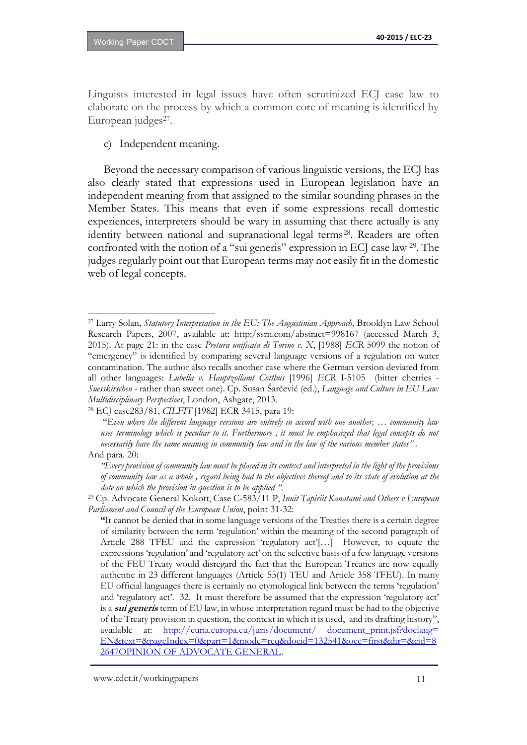Linguists interested in legal issues have often scrutinized ECJ case law to elaborate on the process by which a common core of meaning is identified by European judges[27].

c) Independent meaning.

Beyond the necessary comparison of various linguistic versions, the ECJ has also clearly stated that expressions used in European legislation have an independent meaning from that assigned to the similar sounding phrases in the Member States. This means that even if some expressions recall domestic experiences, interpreters should be wary in assuming that there actually is any identity between national and supranational legal terms[28]. Readers are often confronted with the notion of a "sui generis" expression in ECJ case law [29]. The judges regularly point out that European terms may not easily fit in the domestic web of legal concepts.

---

[27] Larry Solan, *Statutory Interpretation in the EU: The Augustinian Approach*, Brooklyn Law School Research Papers, 2007, available at: http:/ssrn.com/abstract=998167 (accessed March 3, 2015). At page 21: in the case *Pretura unificata di Torino v. X*, [1988] *ECR* 5099 the notion of "emergency" is identified by comparing several language versions of a regulation on water contamination. The author also recalls another case where the German version deviated from all other languages: *Lubella v. Hauptzollamt Cottbus* [1996] *ECR* I-5105 (bitter cherries - *Suesskirschen* - rather than sweet one). Cp. Susan Šarčević (ed.), *Language and Culture in EU Law: Multidisciplinary Perspectives*, London, Ashgate, 2013.

[28] ECJ case283/81, *CILFIT* [1982] ECR 3415, para 19:

> "E*ven where the different language versions are entirely in accord with one another, … community law uses terminology which is peculiar to it. Furthermore , it must be emphasized that legal concepts do not necessarily have the same meaning in community law and in the law of the various member states"* .

And para. 20:

> *"Every provision of community law must be placed in its context and interpreted in the light of the provisions of community law as a whole , regard being had to the objectives thereof and to its state of evolution at the date on which the provision in question is to be applied ".*

[29] Cp. Advocate General Kokott, Case C-583/11 P, *Inuit Tapiriit Kanatami and Others v European Parliament and Council of the European Union*, point 31-32:

> **"**It cannot be denied that in some language versions of the Treaties there is a certain degree of similarity between the term 'regulation' within the meaning of the second paragraph of Article 288 TFEU and the expression 'regulatory act'[…] However, to equate the expressions 'regulation' and 'regulatory act' on the selective basis of a few language versions of the FEU Treaty would disregard the fact that the European Treaties are now equally authentic in 23 different languages (Article 55(1) TEU and Article 358 TFEU). In many EU official languages there is certainly no etymological link between the terms 'regulation' and 'regulatory act'. 32. It must therefore be assumed that the expression 'regulatory act' is a ***sui generis*** term of EU law, in whose interpretation regard must be had to the objective of the Treaty provision in question, the context in which it is used, and its drafting history", available at: http://curia.europa.eu/juris/document/ document_print.jsf?doclang=EN&text=&pageIndex=0&part=1&mode=req&docid=132541&occ=first&dir=&cid=82647OPINION OF ADVOCATE GENERAL.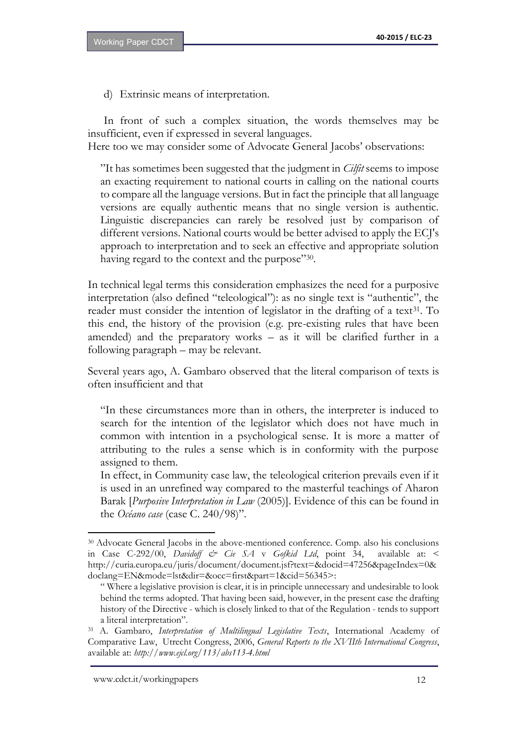d) Extrinsic means of interpretation.

In front of such a complex situation, the words themselves may be insufficient, even if expressed in several languages.
Here too we may consider some of Advocate General Jacobs' observations:

> "It has sometimes been suggested that the judgment in *Cilfit* seems to impose an exacting requirement to national courts in calling on the national courts to compare all the language versions. But in fact the principle that all language versions are equally authentic means that no single version is authentic. Linguistic discrepancies can rarely be resolved just by comparison of different versions. National courts would be better advised to apply the ECJ's approach to interpretation and to seek an effective and appropriate solution having regard to the context and the purpose"[30].

In technical legal terms this consideration emphasizes the need for a purposive interpretation (also defined "teleological"): as no single text is "authentic", the reader must consider the intention of legislator in the drafting of a text[31]. To this end, the history of the provision (e.g. pre-existing rules that have been amended) and the preparatory works – as it will be clarified further in a following paragraph – may be relevant.

Several years ago, A. Gambaro observed that the literal comparison of texts is often insufficient and that

> "In these circumstances more than in others, the interpreter is induced to search for the intention of the legislator which does not have much in common with intention in a psychological sense. It is more a matter of attributing to the rules a sense which is in conformity with the purpose assigned to them.
> In effect, in Community case law, the teleological criterion prevails even if it is used in an unrefined way compared to the masterful teachings of Aharon Barak [*Purposive Interpretation in Law* (2005)]. Evidence of this can be found in the *Océano case* (case C. 240/98)".

---

[30] Advocate General Jacobs in the above-mentioned conference. Comp. also his conclusions in Case C-292/00, *Davidoff & Cie SA* v *Gofkid Ltd*, point 34, available at: < http://curia.europa.eu/juris/document/document.jsf?text=&docid=47256&pageIndex=0&doclang=EN&mode=lst&dir=&occ=first&part=1&cid=56345>:

" Where a legislative provision is clear, it is in principle unnecessary and undesirable to look behind the terms adopted. That having been said, however, in the present case the drafting history of the Directive - which is closely linked to that of the Regulation - tends to support a literal interpretation".

[31] A. Gambaro, *Interpretation of Multilingual Legislative Texts*, International Academy of Comparative Law, Utrecht Congress, 2006, *General Reports to the XVIIth International Congress*, available at: *http://www.ejcl.org/113/abs113-4.html*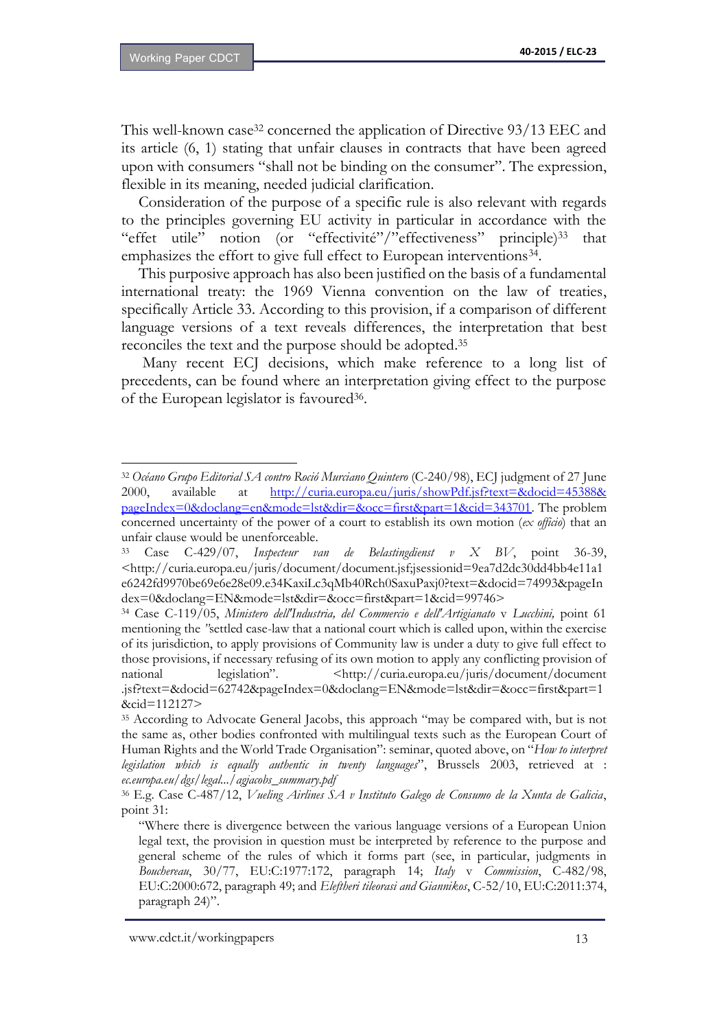This well-known case[32] concerned the application of Directive 93/13 EEC and its article (6, 1) stating that unfair clauses in contracts that have been agreed upon with consumers "shall not be binding on the consumer". The expression, flexible in its meaning, needed judicial clarification.

Consideration of the purpose of a specific rule is also relevant with regards to the principles governing EU activity in particular in accordance with the "effet utile" notion (or "effectivité"/"effectiveness" principle)[33] that emphasizes the effort to give full effect to European interventions[34].

This purposive approach has also been justified on the basis of a fundamental international treaty: the 1969 Vienna convention on the law of treaties, specifically Article 33. According to this provision, if a comparison of different language versions of a text reveals differences, the interpretation that best reconciles the text and the purpose should be adopted.[35]

Many recent ECJ decisions, which make reference to a long list of precedents, can be found where an interpretation giving effect to the purpose of the European legislator is favoured[36].

---

[32] *Océano Grupo Editorial SA contro Roció Murciano Quintero* (C-240/98), ECJ judgment of 27 June 2000, available at http://curia.europa.eu/juris/showPdf.jsf?text=&docid=45388&pageIndex=0&doclang=en&mode=lst&dir=&occ=first&part=1&cid=343701. The problem concerned uncertainty of the power of a court to establish its own motion (*ex officio*) that an unfair clause would be unenforceable.

[33] Case C-429/07, *Inspecteur van de Belastingdienst v X BV*, point 36-39, <http://curia.europa.eu/juris/document/document.jsf;jsessionid=9ea7d2dc30dd4bb4e11a1e6242fd9970be69e6e28e09.e34KaxiLc3qMb40Rch0SaxuPaxj0?text=&docid=74993&pageIndex=0&doclang=EN&mode=lst&dir=&occ=first&part=1&cid=99746>

[34] Case C-119/05, *Ministero dell'Industria, del Commercio e dell'Artigianato* v *Lucchini,* point 61 mentioning the "settled case-law that a national court which is called upon, within the exercise of its jurisdiction, to apply provisions of Community law is under a duty to give full effect to those provisions, if necessary refusing of its own motion to apply any conflicting provision of national legislation". <http://curia.europa.eu/juris/document/document.jsf?text=&docid=62742&pageIndex=0&doclang=EN&mode=lst&dir=&occ=first&part=1&cid=112127>

[35] According to Advocate General Jacobs, this approach "may be compared with, but is not the same as, other bodies confronted with multilingual texts such as the European Court of Human Rights and the World Trade Organisation": seminar, quoted above, on "*How to interpret legislation which is equally authentic in twenty languages*", Brussels 2003, retrieved at : *ec.europa.eu/dgs/legal.../agjacobs_summary.pdf*

[36] E.g. Case C-487/12, *Vueling Airlines SA v Instituto Galego de Consumo de la Xunta de Galicia*, point 31:

> "Where there is divergence between the various language versions of a European Union legal text, the provision in question must be interpreted by reference to the purpose and general scheme of the rules of which it forms part (see, in particular, judgments in *Bouchereau*, 30/77, EU:C:1977:172, paragraph 14; *Italy* v *Commission*, C-482/98, EU:C:2000:672, paragraph 49; and *Eleftheri tileorasi and Giannikos*, C-52/10, EU:C:2011:374, paragraph 24)".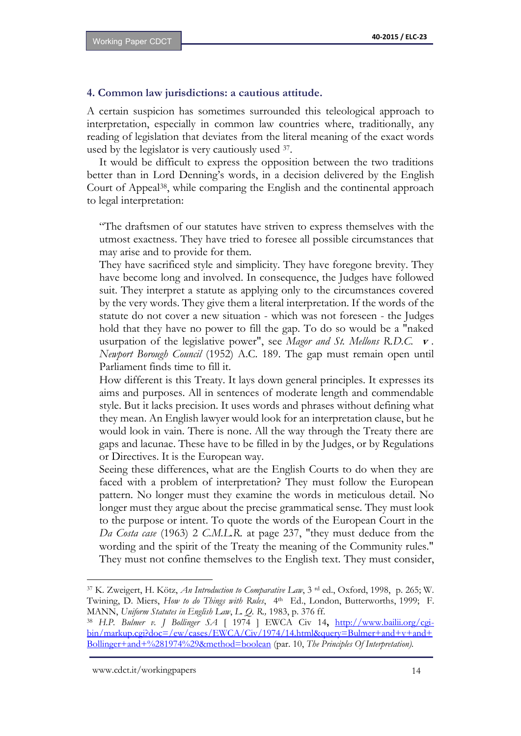### 4. Common law jurisdictions: a cautious attitude.

A certain suspicion has sometimes surrounded this teleological approach to interpretation, especially in common law countries where, traditionally, any reading of legislation that deviates from the literal meaning of the exact words used by the legislator is very cautiously used [37].

It would be difficult to express the opposition between the two traditions better than in Lord Denning's words, in a decision delivered by the English Court of Appeal[38], while comparing the English and the continental approach to legal interpretation:

> "The draftsmen of our statutes have striven to express themselves with the utmost exactness. They have tried to foresee all possible circumstances that may arise and to provide for them.
> They have sacrificed style and simplicity. They have foregone brevity. They have become long and involved. In consequence, the Judges have followed suit. They interpret a statute as applying only to the circumstances covered by the very words. They give them a literal interpretation. If the words of the statute do not cover a new situation - which was not foreseen - the Judges hold that they have no power to fill the gap. To do so would be a "naked usurpation of the legislative power", see *Magor and St. Mellons R.D.C.* ***v*** *. Newport Borough Council* (1952) A.C. 189. The gap must remain open until Parliament finds time to fill it.
> How different is this Treaty. It lays down general principles. It expresses its aims and purposes. All in sentences of moderate length and commendable style. But it lacks precision. It uses words and phrases without defining what they mean. An English lawyer would look for an interpretation clause, but he would look in vain. There is none. All the way through the Treaty there are gaps and lacunae. These have to be filled in by the Judges, or by Regulations or Directives. It is the European way.
> Seeing these differences, what are the English Courts to do when they are faced with a problem of interpretation? They must follow the European pattern. No longer must they examine the words in meticulous detail. No longer must they argue about the precise grammatical sense. They must look to the purpose or intent. To quote the words of the European Court in the *Da Costa case* (1963) 2 *C.M.L.R.* at page 237, "they must deduce from the wording and the spirit of the Treaty the meaning of the Community rules." They must not confine themselves to the English text. They must consider,

---

[37] K. Zweigert, H. Kötz, *An Introduction to Comparative Law*, 3 rd ed., Oxford, 1998, p. 265; W. Twining, D. Miers, *How to do Things with Rules*, 4th Ed., London, Butterworths, 1999; F. MANN, *Uniform Statutes in English Law*, *L. Q. R.,* 1983, p. 376 ff.

[38] *H.P. Bulmer v. J Bollinger SA* [ 1974 ] EWCA Civ 14**,** http://www.bailii.org/cgi-bin/markup.cgi?doc=/ew/cases/EWCA/Civ/1974/14.html&query=Bulmer+and+v+and+Bollinger+and+%281974%29&method=boolean (par. 10, *The Principles Of Interpretation).*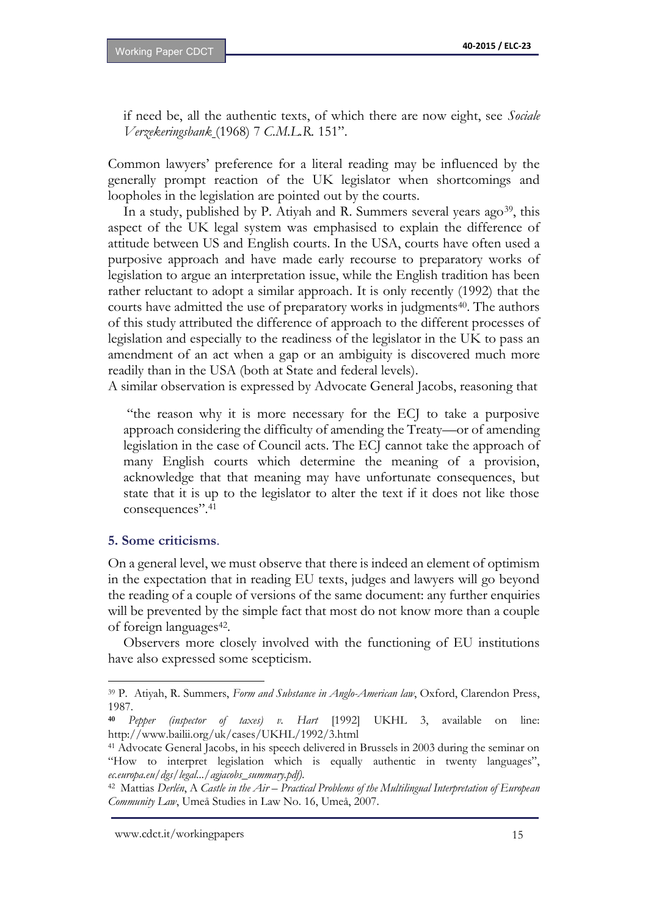if need be, all the authentic texts, of which there are now eight, see *Sociale Verzekeringsbank* (1968) 7 *C.M.L.R.* 151".

Common lawyers' preference for a literal reading may be influenced by the generally prompt reaction of the UK legislator when shortcomings and loopholes in the legislation are pointed out by the courts.

In a study, published by P. Atiyah and R. Summers several years ago[39], this aspect of the UK legal system was emphasised to explain the difference of attitude between US and English courts. In the USA, courts have often used a purposive approach and have made early recourse to preparatory works of legislation to argue an interpretation issue, while the English tradition has been rather reluctant to adopt a similar approach. It is only recently (1992) that the courts have admitted the use of preparatory works in judgments[40]. The authors of this study attributed the difference of approach to the different processes of legislation and especially to the readiness of the legislator in the UK to pass an amendment of an act when a gap or an ambiguity is discovered much more readily than in the USA (both at State and federal levels).

A similar observation is expressed by Advocate General Jacobs, reasoning that

> "the reason why it is more necessary for the ECJ to take a purposive approach considering the difficulty of amending the Treaty—or of amending legislation in the case of Council acts. The ECJ cannot take the approach of many English courts which determine the meaning of a provision, acknowledge that that meaning may have unfortunate consequences, but state that it is up to the legislator to alter the text if it does not like those consequences".[41]

### 5. Some criticisms.

On a general level, we must observe that there is indeed an element of optimism in the expectation that in reading EU texts, judges and lawyers will go beyond the reading of a couple of versions of the same document: any further enquiries will be prevented by the simple fact that most do not know more than a couple of foreign languages[42].

Observers more closely involved with the functioning of EU institutions have also expressed some scepticism.

---

[39] P. Atiyah, R. Summers, *Form and Substance in Anglo-American law*, Oxford, Clarendon Press, 1987.

[40] *Pepper (inspector of taxes) v. Hart* [1992] UKHL 3, available on line: http://www.bailii.org/uk/cases/UKHL/1992/3.html

[41] Advocate General Jacobs, in his speech delivered in Brussels in 2003 during the seminar on "How to interpret legislation which is equally authentic in twenty languages", *ec.europa.eu/dgs/legal.../agjacobs_summary.pdf).*

[42] Mattias *Derlén*, A *Castle in the Air – Practical Problems of the Multilingual Interpretation of European Community Law*, Umeå Studies in Law No. 16, Umeå, 2007.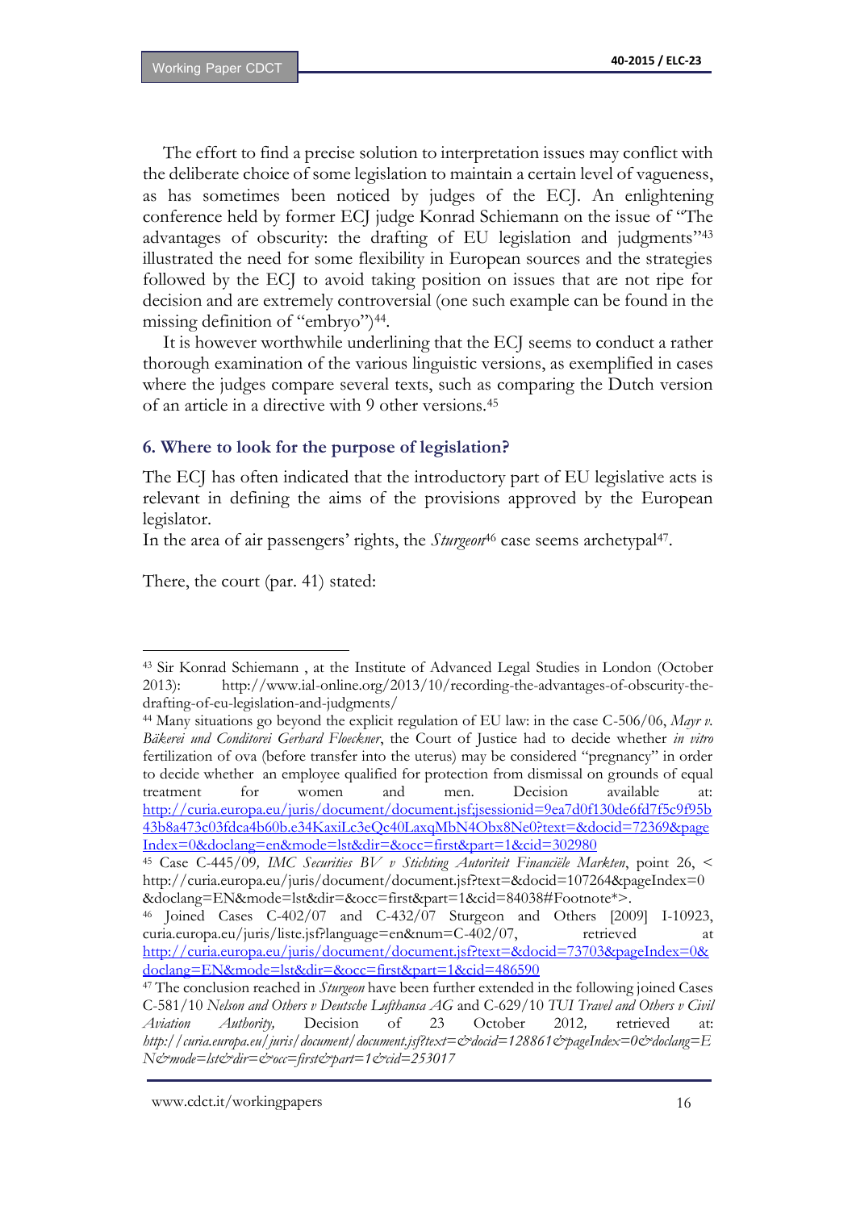The effort to find a precise solution to interpretation issues may conflict with the deliberate choice of some legislation to maintain a certain level of vagueness, as has sometimes been noticed by judges of the ECJ. An enlightening conference held by former ECJ judge Konrad Schiemann on the issue of "The advantages of obscurity: the drafting of EU legislation and judgments"[43] illustrated the need for some flexibility in European sources and the strategies followed by the ECJ to avoid taking position on issues that are not ripe for decision and are extremely controversial (one such example can be found in the missing definition of "embryo")[44].

It is however worthwhile underlining that the ECJ seems to conduct a rather thorough examination of the various linguistic versions, as exemplified in cases where the judges compare several texts, such as comparing the Dutch version of an article in a directive with 9 other versions.[45]

## 6. Where to look for the purpose of legislation?

The ECJ has often indicated that the introductory part of EU legislative acts is relevant in defining the aims of the provisions approved by the European legislator.

In the area of air passengers' rights, the *Sturgeon*[46] case seems archetypal[47].

There, the court (par. 41) stated:

---

[43] Sir Konrad Schiemann , at the Institute of Advanced Legal Studies in London (October 2013): http://www.ial-online.org/2013/10/recording-the-advantages-of-obscurity-the-drafting-of-eu-legislation-and-judgments/

[44] Many situations go beyond the explicit regulation of EU law: in the case C-506/06, *Mayr v. Bäkerei und Conditorei Gerhard Floeckner*, the Court of Justice had to decide whether *in vitro* fertilization of ova (before transfer into the uterus) may be considered "pregnancy" in order to decide whether an employee qualified for protection from dismissal on grounds of equal treatment for women and men. Decision available at: http://curia.europa.eu/juris/document/document.jsf;jsessionid=9ea7d0f130de6fd7f5c9f95b43b8a473c03fdca4b60b.e34KaxiLc3eQc40LaxqMbN4Obx8Ne0?text=&docid=72369&pageIndex=0&doclang=en&mode=lst&dir=&occ=first&part=1&cid=302980

[45] Case C-445/09, *IMC Securities BV v Stichting Autoriteit Financiële Markten*, point 26, < http://curia.europa.eu/juris/document/document.jsf?text=&docid=107264&pageIndex=0&doclang=EN&mode=lst&dir=&occ=first&part=1&cid=84038#Footnote*>.

[46] Joined Cases C-402/07 and C-432/07 Sturgeon and Others [2009] I-10923, curia.europa.eu/juris/liste.jsf?language=en&num=C-402/07, retrieved at http://curia.europa.eu/juris/document/document.jsf?text=&docid=73703&pageIndex=0&doclang=EN&mode=lst&dir=&occ=first&part=1&cid=486590

[47] The conclusion reached in *Sturgeon* have been further extended in the following joined Cases C-581/10 *Nelson and Others v Deutsche Lufthansa AG* and C-629/10 *TUI Travel and Others v Civil Aviation Authority,* Decision of 23 October 2012, retrieved at: *http://curia.europa.eu/juris/document/document.jsf?text=&docid=128861&pageIndex=0&doclang=EN&mode=lst&dir=&occ=first&part=1&cid=253017*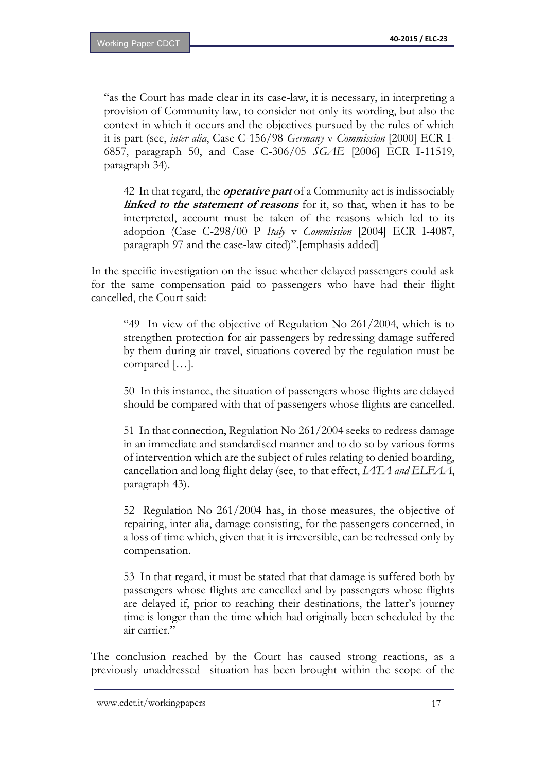"as the Court has made clear in its case-law, it is necessary, in interpreting a provision of Community law, to consider not only its wording, but also the context in which it occurs and the objectives pursued by the rules of which it is part (see, *inter alia*, Case C-156/98 *Germany* v *Commission* [2000] ECR I-6857, paragraph 50, and Case C-306/05 *SGAE* [2006] ECR I-11519, paragraph 34).

> 42 In that regard, the ***operative part*** of a Community act is indissociably ***linked to the statement of reasons*** for it, so that, when it has to be interpreted, account must be taken of the reasons which led to its adoption (Case C-298/00 P *Italy* v *Commission* [2004] ECR I-4087, paragraph 97 and the case-law cited)".[emphasis added]

In the specific investigation on the issue whether delayed passengers could ask for the same compensation paid to passengers who have had their flight cancelled, the Court said:

> "49 In view of the objective of Regulation No 261/2004, which is to strengthen protection for air passengers by redressing damage suffered by them during air travel, situations covered by the regulation must be compared […].
>
> 50 In this instance, the situation of passengers whose flights are delayed should be compared with that of passengers whose flights are cancelled.
>
> 51 In that connection, Regulation No 261/2004 seeks to redress damage in an immediate and standardised manner and to do so by various forms of intervention which are the subject of rules relating to denied boarding, cancellation and long flight delay (see, to that effect, *IATA and ELFAA*, paragraph 43).
>
> 52 Regulation No 261/2004 has, in those measures, the objective of repairing, inter alia, damage consisting, for the passengers concerned, in a loss of time which, given that it is irreversible, can be redressed only by compensation.
>
> 53 In that regard, it must be stated that that damage is suffered both by passengers whose flights are cancelled and by passengers whose flights are delayed if, prior to reaching their destinations, the latter's journey time is longer than the time which had originally been scheduled by the air carrier."

The conclusion reached by the Court has caused strong reactions, as a previously unaddressed situation has been brought within the scope of the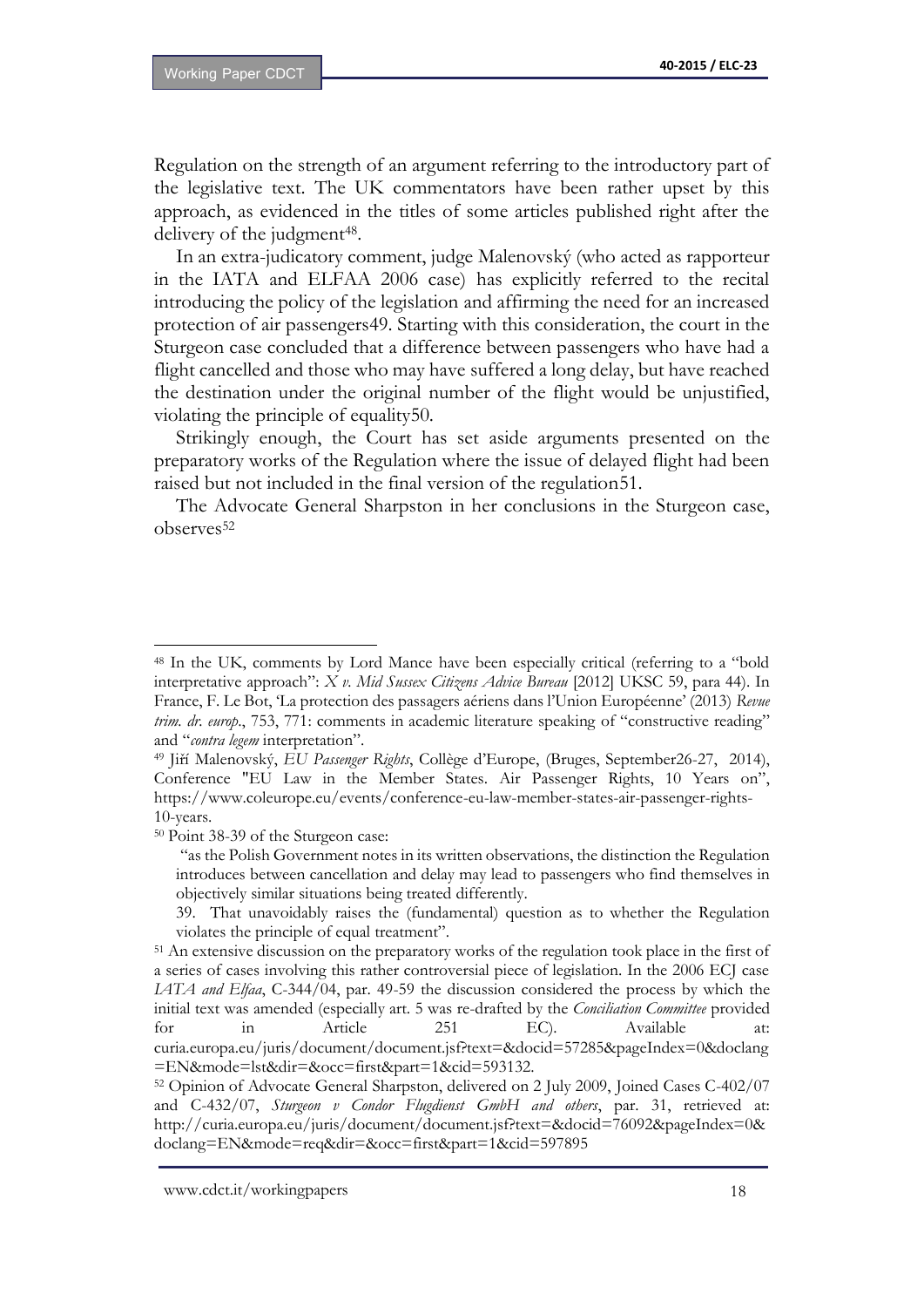Regulation on the strength of an argument referring to the introductory part of the legislative text. The UK commentators have been rather upset by this approach, as evidenced in the titles of some articles published right after the delivery of the judgment[48].

In an extra-judicatory comment, judge Malenovský (who acted as rapporteur in the IATA and ELFAA 2006 case) has explicitly referred to the recital introducing the policy of the legislation and affirming the need for an increased protection of air passengers49. Starting with this consideration, the court in the Sturgeon case concluded that a difference between passengers who have had a flight cancelled and those who may have suffered a long delay, but have reached the destination under the original number of the flight would be unjustified, violating the principle of equality50.

Strikingly enough, the Court has set aside arguments presented on the preparatory works of the Regulation where the issue of delayed flight had been raised but not included in the final version of the regulation51.

The Advocate General Sharpston in her conclusions in the Sturgeon case, observes[52]

---

[48] In the UK, comments by Lord Mance have been especially critical (referring to a "bold interpretative approach": *X v. Mid Sussex Citizens Advice Bureau* [2012] UKSC 59, para 44). In France, F. Le Bot, 'La protection des passagers aériens dans l'Union Européenne' (2013) *Revue trim. dr. europ.*, 753, 771: comments in academic literature speaking of "constructive reading" and "*contra legem* interpretation".

[49] Jiří Malenovský, *EU Passenger Rights*, Collège d'Europe, (Bruges, September26-27, 2014), Conference "EU Law in the Member States. Air Passenger Rights, 10 Years on", https://www.coleurope.eu/events/conference-eu-law-member-states-air-passenger-rights-10-years.

[50] Point 38-39 of the Sturgeon case:

"as the Polish Government notes in its written observations, the distinction the Regulation introduces between cancellation and delay may lead to passengers who find themselves in objectively similar situations being treated differently.

39. That unavoidably raises the (fundamental) question as to whether the Regulation violates the principle of equal treatment".

[51] An extensive discussion on the preparatory works of the regulation took place in the first of a series of cases involving this rather controversial piece of legislation. In the 2006 ECJ case *IATA and Elfaa*, C-344/04, par. 49-59 the discussion considered the process by which the initial text was amended (especially art. 5 was re-drafted by the *Conciliation Committee* provided for in Article 251 EC). Available at: curia.europa.eu/juris/document/document.jsf?text=&docid=57285&pageIndex=0&doclang=EN&mode=lst&dir=&occ=first&part=1&cid=593132.

[52] Opinion of Advocate General Sharpston, delivered on 2 July 2009, Joined Cases C-402/07 and C-432/07, *Sturgeon v Condor Flugdienst GmbH and others*, par. 31, retrieved at: http://curia.europa.eu/juris/document/document.jsf?text=&docid=76092&pageIndex=0&doclang=EN&mode=req&dir=&occ=first&part=1&cid=597895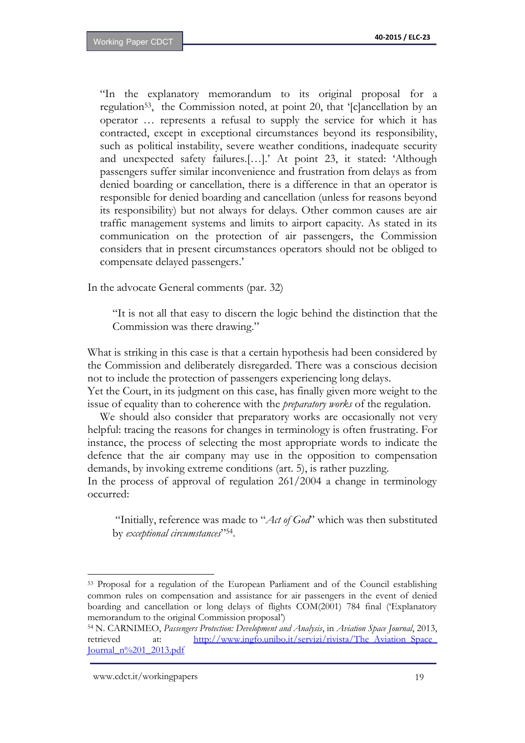"In the explanatory memorandum to its original proposal for a regulation[53], the Commission noted, at point 20, that '[c]ancellation by an operator … represents a refusal to supply the service for which it has contracted, except in exceptional circumstances beyond its responsibility, such as political instability, severe weather conditions, inadequate security and unexpected safety failures.[…].' At point 23, it stated: 'Although passengers suffer similar inconvenience and frustration from delays as from denied boarding or cancellation, there is a difference in that an operator is responsible for denied boarding and cancellation (unless for reasons beyond its responsibility) but not always for delays. Other common causes are air traffic management systems and limits to airport capacity. As stated in its communication on the protection of air passengers, the Commission considers that in present circumstances operators should not be obliged to compensate delayed passengers.'

In the advocate General comments (par. 32)

> "It is not all that easy to discern the logic behind the distinction that the Commission was there drawing."

What is striking in this case is that a certain hypothesis had been considered by the Commission and deliberately disregarded. There was a conscious decision not to include the protection of passengers experiencing long delays.
Yet the Court, in its judgment on this case, has finally given more weight to the issue of equality than to coherence with the *preparatory works* of the regulation.

We should also consider that preparatory works are occasionally not very helpful: tracing the reasons for changes in terminology is often frustrating. For instance, the process of selecting the most appropriate words to indicate the defence that the air company may use in the opposition to compensation demands, by invoking extreme conditions (art. 5), is rather puzzling.
In the process of approval of regulation 261/2004 a change in terminology occurred:

> "Initially, reference was made to "*Act of God*" which was then substituted by *exceptional circumstances*"[54].

---

[53] Proposal for a regulation of the European Parliament and of the Council establishing common rules on compensation and assistance for air passengers in the event of denied boarding and cancellation or long delays of flights COM(2001) 784 final ('Explanatory memorandum to the original Commission proposal')

[54] N. CARNIMEO, *Passengers Protection: Development and Analysis*, in *Aviation Space Journal*, 2013, retrieved at: http://www.ingfo.unibo.it/servizi/rivista/The_Aviation_Space_Journal_n%201_2013.pdf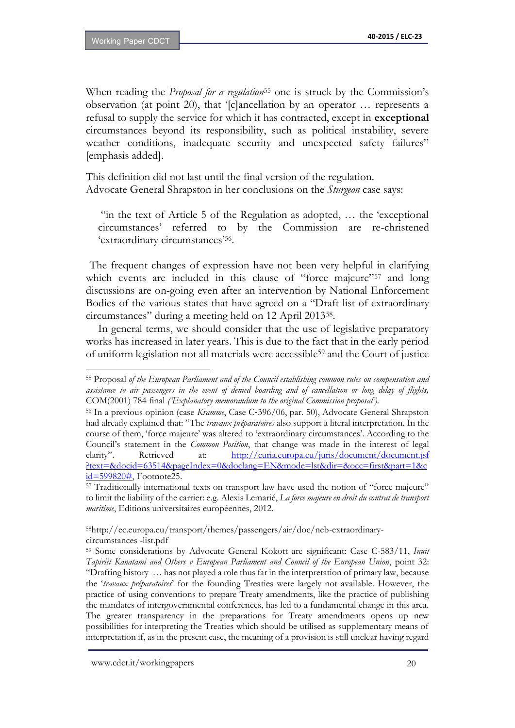When reading the *Proposal for a regulation*[55] one is struck by the Commission's observation (at point 20), that '[c]ancellation by an operator … represents a refusal to supply the service for which it has contracted, except in **exceptional** circumstances beyond its responsibility, such as political instability, severe weather conditions, inadequate security and unexpected safety failures" [emphasis added].

This definition did not last until the final version of the regulation.
Advocate General Shrapston in her conclusions on the *Sturgeon* case says:

> "in the text of Article 5 of the Regulation as adopted, … the 'exceptional circumstances' referred to by the Commission are re-christened 'extraordinary circumstances'[56].

The frequent changes of expression have not been very helpful in clarifying which events are included in this clause of "force majeure"[57] and long discussions are on-going even after an intervention by National Enforcement Bodies of the various states that have agreed on a "Draft list of extraordinary circumstances" during a meeting held on 12 April 2013[58].

In general terms, we should consider that the use of legislative preparatory works has increased in later years. This is due to the fact that in the early period of uniform legislation not all materials were accessible[59] and the Court of justice

---

[55] Proposal *of the European Parliament and of the Council establishing common rules on compensation and assistance to air passengers in the event of denied boarding and of cancellation or long delay of flights,* COM(2001) 784 final *('Explanatory memorandum to the original Commission proposal').*

[56] In a previous opinion (case *Kramme*, Case C-396/06, par. 50), Advocate General Shrapston had already explained that: "The *travaux préparatoires* also support a literal interpretation. In the course of them, 'force majeure' was altered to 'extraordinary circumstances'. According to the Council's statement in the *Common Position*, that change was made in the interest of legal clarity". Retrieved at: http://curia.europa.eu/juris/document/document.jsf?text=&docid=63514&pageIndex=0&doclang=EN&mode=lst&dir=&occ=first&part=1&cid=599820#, Footnote25.

[57] Traditionally international texts on transport law have used the notion of "force majeure" to limit the liability of the carrier: e.g. Alexis Lemarié, *La force majeure en droit du contrat de transport maritime*, Editions universitaires européennes, 2012.

[58] http://ec.europa.eu/transport/themes/passengers/air/doc/neb-extraordinary-circumstances -list.pdf

[59] Some considerations by Advocate General Kokott are significant: Case C-583/11, *Inuit Tapiriit Kanatami and Others v European Parliament and Council of the European Union*, point 32: "Drafting history … has not played a role thus far in the interpretation of primary law, because the '*travaux préparatoires*' for the founding Treaties were largely not available. However, the practice of using conventions to prepare Treaty amendments, like the practice of publishing the mandates of intergovernmental conferences, has led to a fundamental change in this area. The greater transparency in the preparations for Treaty amendments opens up new possibilities for interpreting the Treaties which should be utilised as supplementary means of interpretation if, as in the present case, the meaning of a provision is still unclear having regard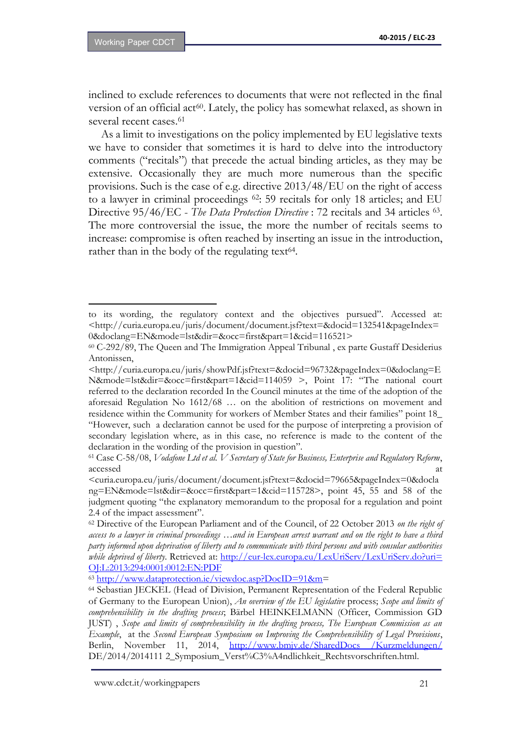inclined to exclude references to documents that were not reflected in the final version of an official act[60]. Lately, the policy has somewhat relaxed, as shown in several recent cases.[61]

As a limit to investigations on the policy implemented by EU legislative texts we have to consider that sometimes it is hard to delve into the introductory comments ("recitals") that precede the actual binding articles, as they may be extensive. Occasionally they are much more numerous than the specific provisions. Such is the case of e.g. directive 2013/48/EU on the right of access to a lawyer in criminal proceedings [62]: 59 recitals for only 18 articles; and EU Directive 95/46/EC - *The Data Protection Directive* : 72 recitals and 34 articles [63]. The more controversial the issue, the more the number of recitals seems to increase: compromise is often reached by inserting an issue in the introduction, rather than in the body of the regulating text[64].

---

to its wording, the regulatory context and the objectives pursued". Accessed at: <http://curia.europa.eu/juris/document/document.jsf?text=&docid=132541&pageIndex=0&doclang=EN&mode=lst&dir=&occ=first&part=1&cid=116521>

[60] C-292/89, The Queen and The Immigration Appeal Tribunal , ex parte Gustaff Desiderius Antonissen,
<http://curia.europa.eu/juris/showPdf.jsf?text=&docid=96732&pageIndex=0&doclang=EN&mode=lst&dir=&occ=first&part=1&cid=114059 >, Point 17: "The national court referred to the declaration recorded In the Council minutes at the time of the adoption of the aforesaid Regulation No 1612/68 … on the abolition of restrictions on movement and residence within the Community for workers of Member States and their families" point 18_ "However, such a declaration cannot be used for the purpose of interpreting a provision of secondary legislation where, as in this case, no reference is made to the content of the declaration in the wording of the provision in question".

[61] Case C-58/08, *Vodafone Ltd et al. V Secretary of State for Business, Enterprise and Regulatory Reform*, accessed at <curia.europa.eu/juris/document/document.jsf?text=&docid=79665&pageIndex=0&doclang=EN&mode=lst&dir=&occ=first&part=1&cid=115728>, point 45, 55 and 58 of the judgment quoting "the explanatory memorandum to the proposal for a regulation and point 2.4 of the impact assessment".

[62] Directive of the European Parliament and of the Council, of 22 October 2013 *on the right of access to a lawyer in criminal proceedings …and in European arrest warrant and on the right to have a third party informed upon deprivation of liberty and to communicate with third persons and with consular authorities while deprived of liberty*. Retrieved at: http://eur-lex.europa.eu/LexUriServ/LexUriServ.do?uri=OJ:L:2013:294:0001:0012:EN:PDF

[63] http://www.dataprotection.ie/viewdoc.asp?DocID=91&m=

[64] Sebastian JECKEL (Head of Division, Permanent Representation of the Federal Republic of Germany to the European Union), *An overview of the EU legislative* process; *Scope and limits of comprehensibility in the drafting process*; Bärbel HEINKELMANN (Officer, Commission GD JUST) , *Scope and limits of comprehensibility in the drafting process, The European Commission as an Example*, at the *Second European Symposium on Improving the Comprehensibility of Legal Provisions*, Berlin, November 11, 2014, http://www.bmjv.de/SharedDocs /Kurzmeldungen/DE/2014/2014111 2_Symposium_Verst%C3%A4ndlichkeit_Rechtsvorschriften.html.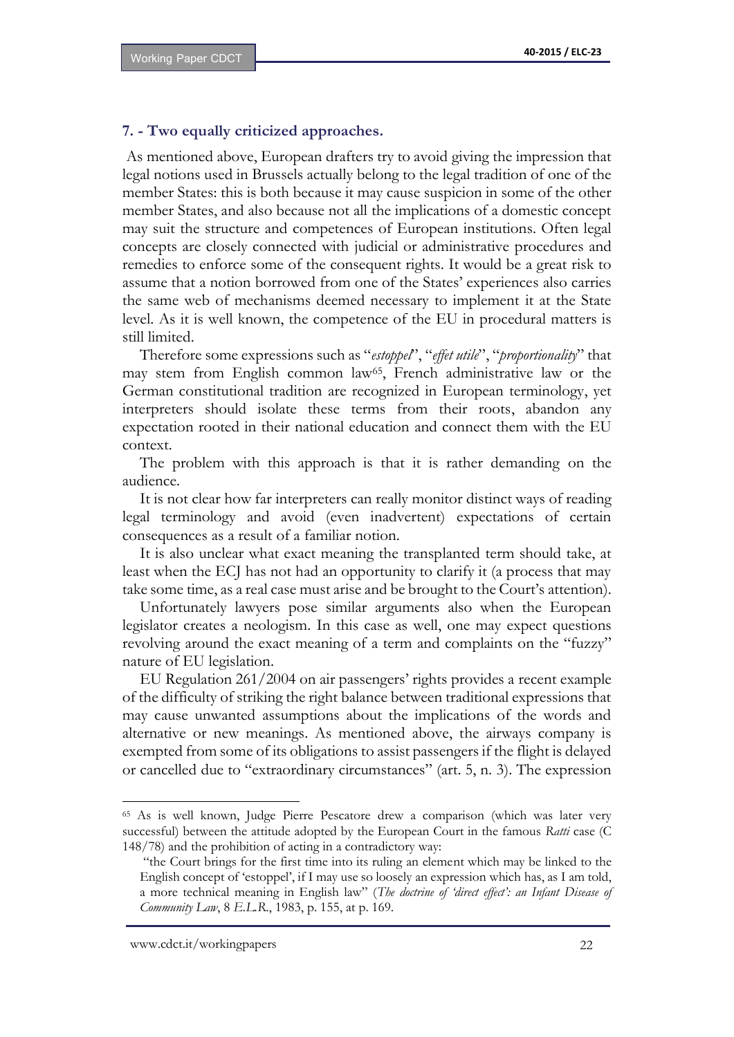### 7. - Two equally criticized approaches.

As mentioned above, European drafters try to avoid giving the impression that legal notions used in Brussels actually belong to the legal tradition of one of the member States: this is both because it may cause suspicion in some of the other member States, and also because not all the implications of a domestic concept may suit the structure and competences of European institutions. Often legal concepts are closely connected with judicial or administrative procedures and remedies to enforce some of the consequent rights. It would be a great risk to assume that a notion borrowed from one of the States' experiences also carries the same web of mechanisms deemed necessary to implement it at the State level. As it is well known, the competence of the EU in procedural matters is still limited.

Therefore some expressions such as "*estoppel*", "*effet utile*", "*proportionality*" that may stem from English common law[65], French administrative law or the German constitutional tradition are recognized in European terminology, yet interpreters should isolate these terms from their roots, abandon any expectation rooted in their national education and connect them with the EU context.

The problem with this approach is that it is rather demanding on the audience.

It is not clear how far interpreters can really monitor distinct ways of reading legal terminology and avoid (even inadvertent) expectations of certain consequences as a result of a familiar notion.

It is also unclear what exact meaning the transplanted term should take, at least when the ECJ has not had an opportunity to clarify it (a process that may take some time, as a real case must arise and be brought to the Court's attention).

Unfortunately lawyers pose similar arguments also when the European legislator creates a neologism. In this case as well, one may expect questions revolving around the exact meaning of a term and complaints on the "fuzzy" nature of EU legislation.

EU Regulation 261/2004 on air passengers' rights provides a recent example of the difficulty of striking the right balance between traditional expressions that may cause unwanted assumptions about the implications of the words and alternative or new meanings. As mentioned above, the airways company is exempted from some of its obligations to assist passengers if the flight is delayed or cancelled due to "extraordinary circumstances" (art. 5, n. 3). The expression

---

[65] As is well known, Judge Pierre Pescatore drew a comparison (which was later very successful) between the attitude adopted by the European Court in the famous *Ratti* case (C 148/78) and the prohibition of acting in a contradictory way:

"the Court brings for the first time into its ruling an element which may be linked to the English concept of 'estoppel', if I may use so loosely an expression which has, as I am told, a more technical meaning in English law" (*The doctrine of 'direct effect': an Infant Disease of Community Law*, 8 *E.L.R.*, 1983, p. 155, at p. 169.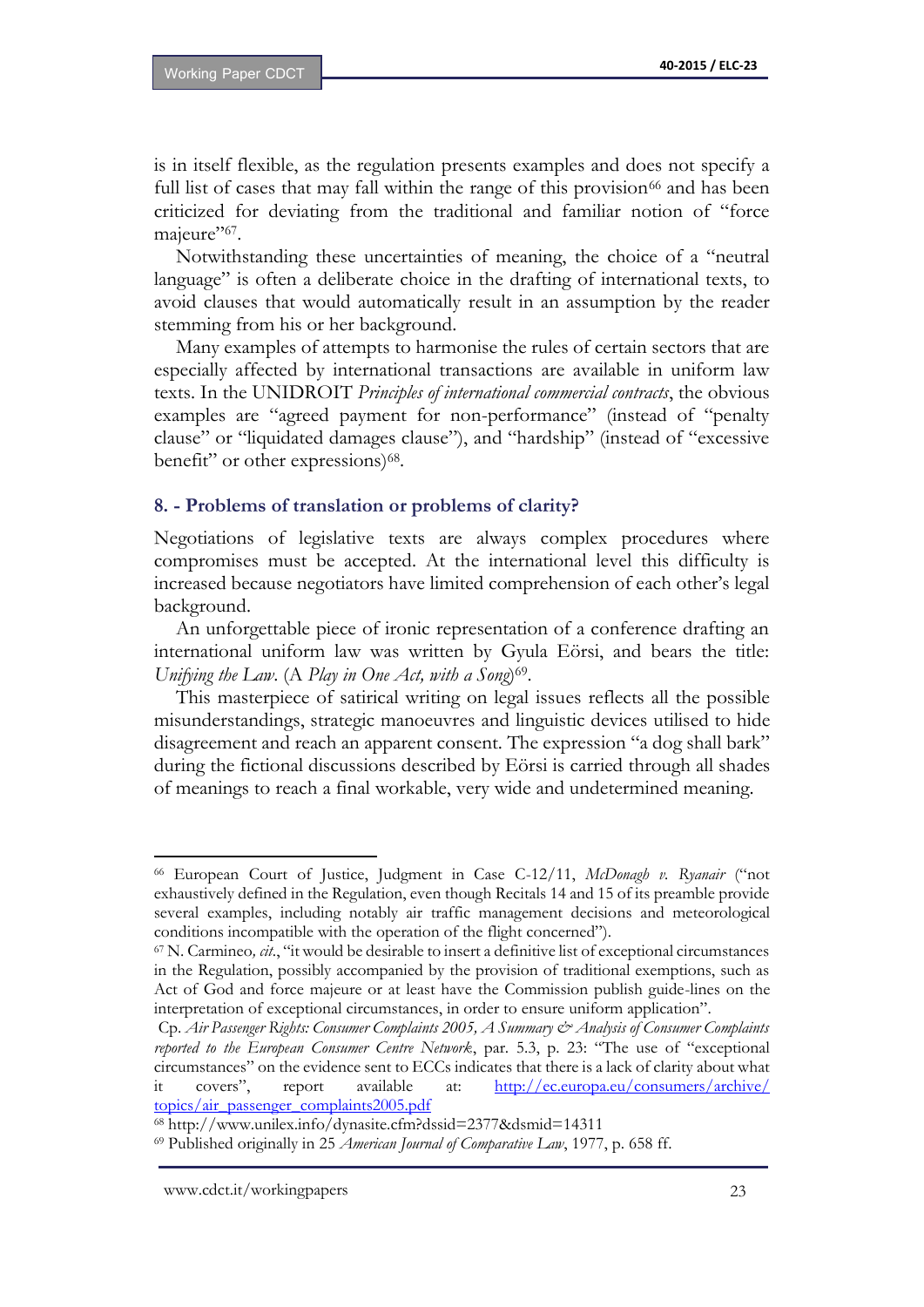is in itself flexible, as the regulation presents examples and does not specify a full list of cases that may fall within the range of this provision[66] and has been criticized for deviating from the traditional and familiar notion of "force majeure"[67].

Notwithstanding these uncertainties of meaning, the choice of a "neutral language" is often a deliberate choice in the drafting of international texts, to avoid clauses that would automatically result in an assumption by the reader stemming from his or her background.

Many examples of attempts to harmonise the rules of certain sectors that are especially affected by international transactions are available in uniform law texts. In the UNIDROIT *Principles of international commercial contracts*, the obvious examples are "agreed payment for non-performance" (instead of "penalty clause" or "liquidated damages clause"), and "hardship" (instead of "excessive benefit" or other expressions)[68].

## 8. - Problems of translation or problems of clarity?

Negotiations of legislative texts are always complex procedures where compromises must be accepted. At the international level this difficulty is increased because negotiators have limited comprehension of each other's legal background.

An unforgettable piece of ironic representation of a conference drafting an international uniform law was written by Gyula Eörsi, and bears the title: *Unifying the Law*. (A *Play in One Act, with a Song*)[69].

This masterpiece of satirical writing on legal issues reflects all the possible misunderstandings, strategic manoeuvres and linguistic devices utilised to hide disagreement and reach an apparent consent. The expression "a dog shall bark" during the fictional discussions described by Eörsi is carried through all shades of meanings to reach a final workable, very wide and undetermined meaning.

---

[66] European Court of Justice, Judgment in Case C-12/11, *McDonagh v. Ryanair* ("not exhaustively defined in the Regulation, even though Recitals 14 and 15 of its preamble provide several examples, including notably air traffic management decisions and meteorological conditions incompatible with the operation of the flight concerned").

[67] N. Carmineo, *cit.*, "it would be desirable to insert a definitive list of exceptional circumstances in the Regulation, possibly accompanied by the provision of traditional exemptions, such as Act of God and force majeure or at least have the Commission publish guide-lines on the interpretation of exceptional circumstances, in order to ensure uniform application".

Cp. *Air Passenger Rights: Consumer Complaints 2005, A Summary & Analysis of Consumer Complaints reported to the European Consumer Centre Network*, par. 5.3, p. 23: "The use of "exceptional circumstances" on the evidence sent to ECCs indicates that there is a lack of clarity about what it covers", report available at: http://ec.europa.eu/consumers/archive/topics/air_passenger_complaints2005.pdf

[68] http://www.unilex.info/dynasite.cfm?dssid=2377&dsmid=14311

[69] Published originally in 25 *American Journal of Comparative Law*, 1977, p. 658 ff.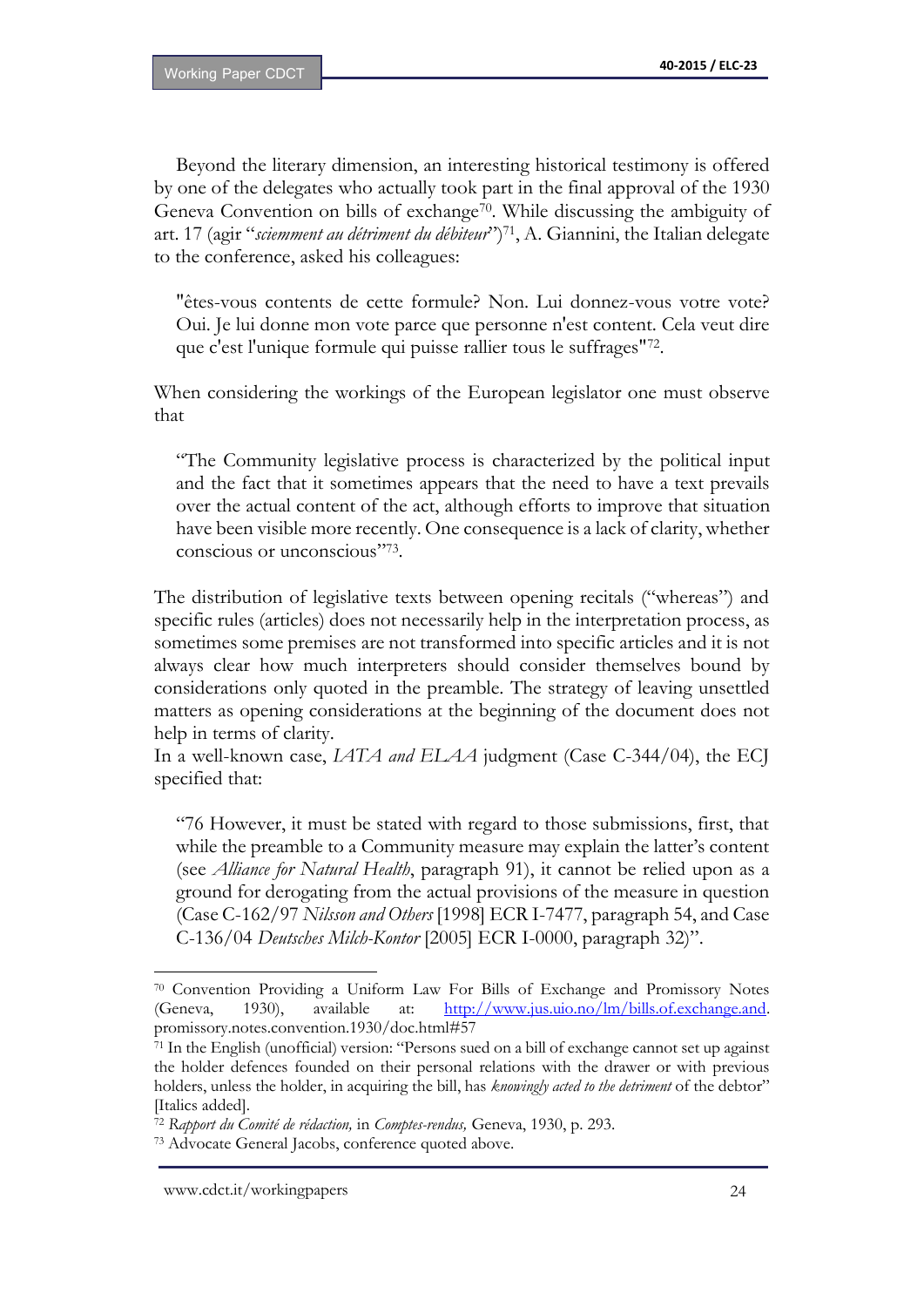Beyond the literary dimension, an interesting historical testimony is offered by one of the delegates who actually took part in the final approval of the 1930 Geneva Convention on bills of exchange[70]. While discussing the ambiguity of art. 17 (agir "*sciemment au détriment du débiteur*")[71], A. Giannini, the Italian delegate to the conference, asked his colleagues:

> "êtes-vous contents de cette formule? Non. Lui donnez-vous votre vote? Oui. Je lui donne mon vote parce que personne n'est content. Cela veut dire que c'est l'unique formule qui puisse rallier tous le suffrages"[72].

When considering the workings of the European legislator one must observe that

> "The Community legislative process is characterized by the political input and the fact that it sometimes appears that the need to have a text prevails over the actual content of the act, although efforts to improve that situation have been visible more recently. One consequence is a lack of clarity, whether conscious or unconscious"[73].

The distribution of legislative texts between opening recitals ("whereas") and specific rules (articles) does not necessarily help in the interpretation process, as sometimes some premises are not transformed into specific articles and it is not always clear how much interpreters should consider themselves bound by considerations only quoted in the preamble. The strategy of leaving unsettled matters as opening considerations at the beginning of the document does not help in terms of clarity.

In a well-known case, *IATA and ELAA* judgment (Case C-344/04), the ECJ specified that:

> "76 However, it must be stated with regard to those submissions, first, that while the preamble to a Community measure may explain the latter's content (see *Alliance for Natural Health*, paragraph 91), it cannot be relied upon as a ground for derogating from the actual provisions of the measure in question (Case C-162/97 *Nilsson and Others* [1998] ECR I-7477, paragraph 54, and Case C-136/04 *Deutsches Milch-Kontor* [2005] ECR I-0000, paragraph 32)".

---

[70] Convention Providing a Uniform Law For Bills of Exchange and Promissory Notes (Geneva, 1930), available at: http://www.jus.uio.no/lm/bills.of.exchange.and.promissory.notes.convention.1930/doc.html#57

[71] In the English (unofficial) version: "Persons sued on a bill of exchange cannot set up against the holder defences founded on their personal relations with the drawer or with previous holders, unless the holder, in acquiring the bill, has *knowingly acted to the detriment* of the debtor" [Italics added].

[72] *Rapport du Comité de rédaction,* in *Comptes-rendus,* Geneva, 1930, p. 293.

[73] Advocate General Jacobs, conference quoted above.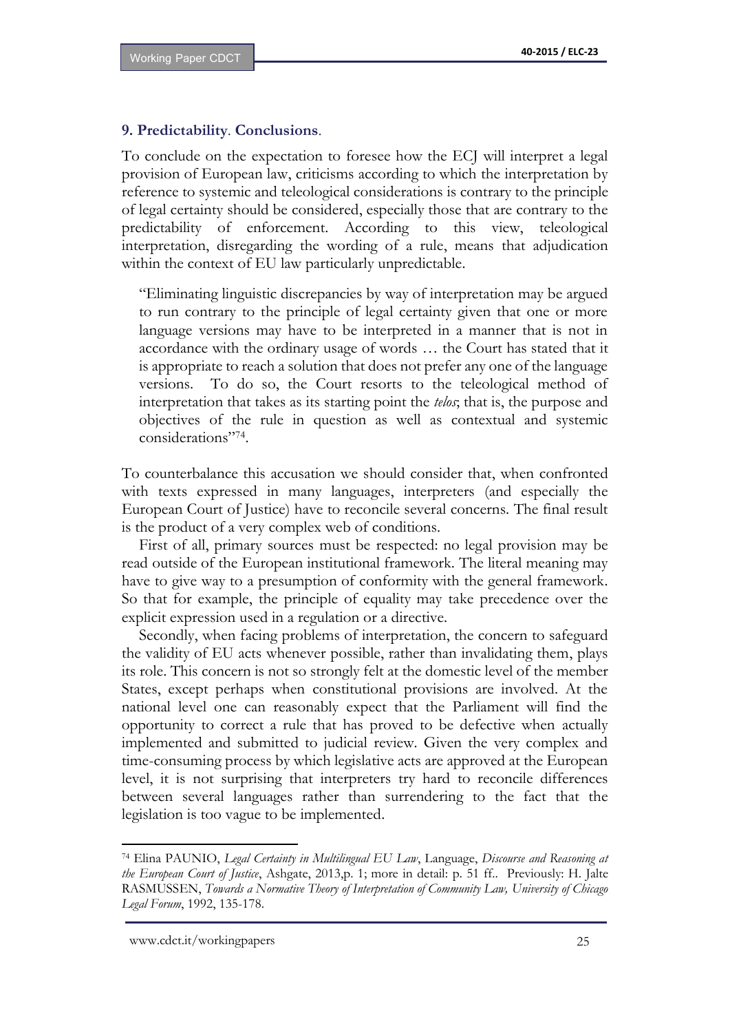## 9. Predictability. Conclusions.

To conclude on the expectation to foresee how the ECJ will interpret a legal provision of European law, criticisms according to which the interpretation by reference to systemic and teleological considerations is contrary to the principle of legal certainty should be considered, especially those that are contrary to the predictability of enforcement. According to this view, teleological interpretation, disregarding the wording of a rule, means that adjudication within the context of EU law particularly unpredictable.

> "Eliminating linguistic discrepancies by way of interpretation may be argued to run contrary to the principle of legal certainty given that one or more language versions may have to be interpreted in a manner that is not in accordance with the ordinary usage of words … the Court has stated that it is appropriate to reach a solution that does not prefer any one of the language versions. To do so, the Court resorts to the teleological method of interpretation that takes as its starting point the *telos*; that is, the purpose and objectives of the rule in question as well as contextual and systemic considerations"[74].

To counterbalance this accusation we should consider that, when confronted with texts expressed in many languages, interpreters (and especially the European Court of Justice) have to reconcile several concerns. The final result is the product of a very complex web of conditions.

First of all, primary sources must be respected: no legal provision may be read outside of the European institutional framework. The literal meaning may have to give way to a presumption of conformity with the general framework. So that for example, the principle of equality may take precedence over the explicit expression used in a regulation or a directive.

Secondly, when facing problems of interpretation, the concern to safeguard the validity of EU acts whenever possible, rather than invalidating them, plays its role. This concern is not so strongly felt at the domestic level of the member States, except perhaps when constitutional provisions are involved. At the national level one can reasonably expect that the Parliament will find the opportunity to correct a rule that has proved to be defective when actually implemented and submitted to judicial review. Given the very complex and time-consuming process by which legislative acts are approved at the European level, it is not surprising that interpreters try hard to reconcile differences between several languages rather than surrendering to the fact that the legislation is too vague to be implemented.

---

[74] Elina PAUNIO, *Legal Certainty in Multilingual EU Law*, Language, *Discourse and Reasoning at the European Court of Justice*, Ashgate, 2013,p. 1; more in detail: p. 51 ff.. Previously: H. Jalte RASMUSSEN, *Towards a Normative Theory of Interpretation of Community Law, University of Chicago Legal Forum*, 1992, 135-178.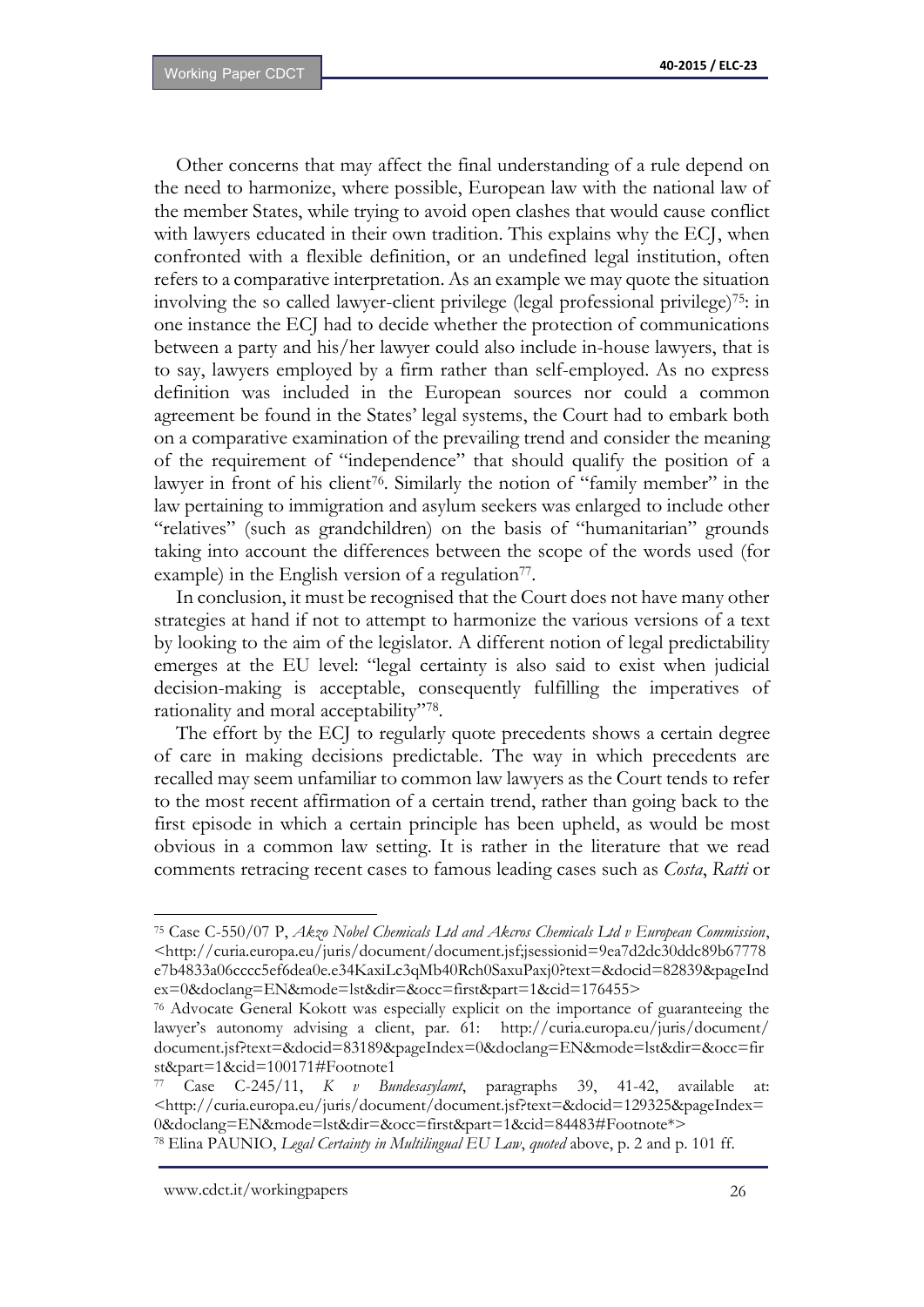Other concerns that may affect the final understanding of a rule depend on the need to harmonize, where possible, European law with the national law of the member States, while trying to avoid open clashes that would cause conflict with lawyers educated in their own tradition. This explains why the ECJ, when confronted with a flexible definition, or an undefined legal institution, often refers to a comparative interpretation. As an example we may quote the situation involving the so called lawyer-client privilege (legal professional privilege)[75]: in one instance the ECJ had to decide whether the protection of communications between a party and his/her lawyer could also include in-house lawyers, that is to say, lawyers employed by a firm rather than self-employed. As no express definition was included in the European sources nor could a common agreement be found in the States' legal systems, the Court had to embark both on a comparative examination of the prevailing trend and consider the meaning of the requirement of "independence" that should qualify the position of a lawyer in front of his client[76]. Similarly the notion of "family member" in the law pertaining to immigration and asylum seekers was enlarged to include other "relatives" (such as grandchildren) on the basis of "humanitarian" grounds taking into account the differences between the scope of the words used (for example) in the English version of a regulation[77].

In conclusion, it must be recognised that the Court does not have many other strategies at hand if not to attempt to harmonize the various versions of a text by looking to the aim of the legislator. A different notion of legal predictability emerges at the EU level: "legal certainty is also said to exist when judicial decision-making is acceptable, consequently fulfilling the imperatives of rationality and moral acceptability""[78].

The effort by the ECJ to regularly quote precedents shows a certain degree of care in making decisions predictable. The way in which precedents are recalled may seem unfamiliar to common law lawyers as the Court tends to refer to the most recent affirmation of a certain trend, rather than going back to the first episode in which a certain principle has been upheld, as would be most obvious in a common law setting. It is rather in the literature that we read comments retracing recent cases to famous leading cases such as *Costa*, *Ratti* or

---

[75] Case C-550/07 P, *Akzo Nobel Chemicals Ltd and Akcros Chemicals Ltd v European Commission*, <http://curia.europa.eu/juris/document/document.jsf;jsessionid=9ea7d2dc30ddc89b67778e7b4833a06cccc5ef6dea0e.e34KaxiLc3qMb40Rch0SaxuPaxj0?text=&docid=82839&pageIndex=0&doclang=EN&mode=lst&dir=&occ=first&part=1&cid=176455>

[76] Advocate General Kokott was especially explicit on the importance of guaranteeing the lawyer's autonomy advising a client, par. 61: http://curia.europa.eu/juris/document/document.jsf?text=&docid=83189&pageIndex=0&doclang=EN&mode=lst&dir=&occ=first&part=1&cid=100171#Footnote1

[77] Case C-245/11, *K v Bundesasylamt*, paragraphs 39, 41-42, available at: <http://curia.europa.eu/juris/document/document.jsf?text=&docid=129325&pageIndex=0&doclang=EN&mode=lst&dir=&occ=first&part=1&cid=84483#Footnote*>

[78] Elina PAUNIO, *Legal Certainty in Multilingual EU Law*, *quoted* above, p. 2 and p. 101 ff.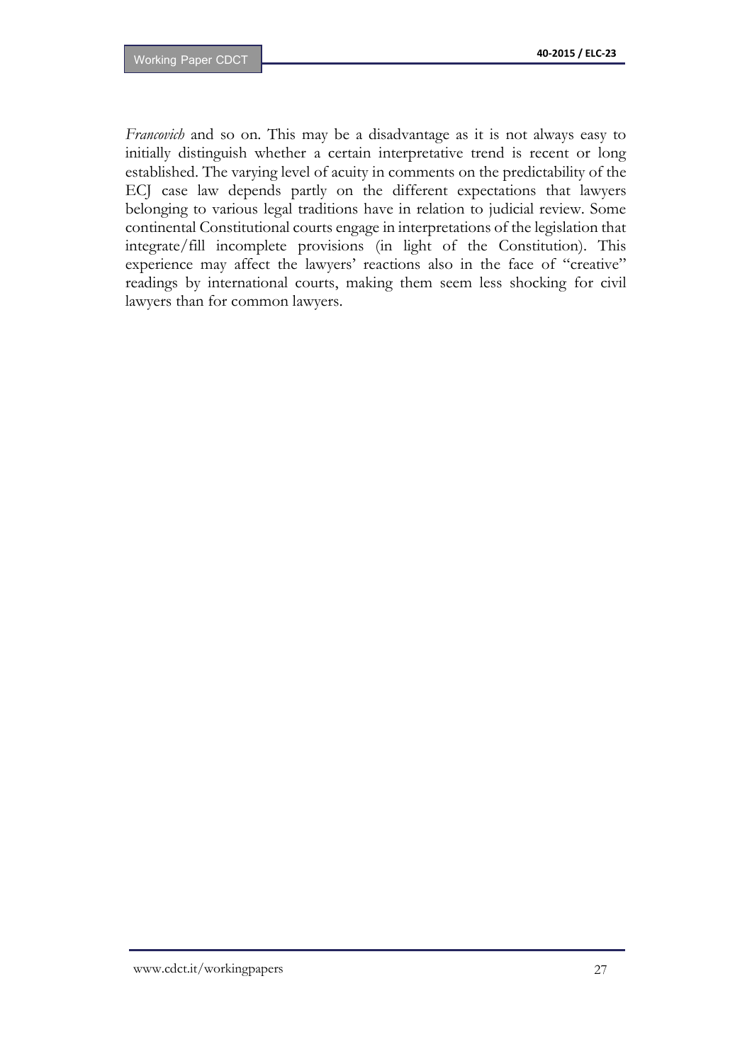*Francovich* and so on. This may be a disadvantage as it is not always easy to initially distinguish whether a certain interpretative trend is recent or long established. The varying level of acuity in comments on the predictability of the ECJ case law depends partly on the different expectations that lawyers belonging to various legal traditions have in relation to judicial review. Some continental Constitutional courts engage in interpretations of the legislation that integrate/fill incomplete provisions (in light of the Constitution). This experience may affect the lawyers' reactions also in the face of "creative" readings by international courts, making them seem less shocking for civil lawyers than for common lawyers.